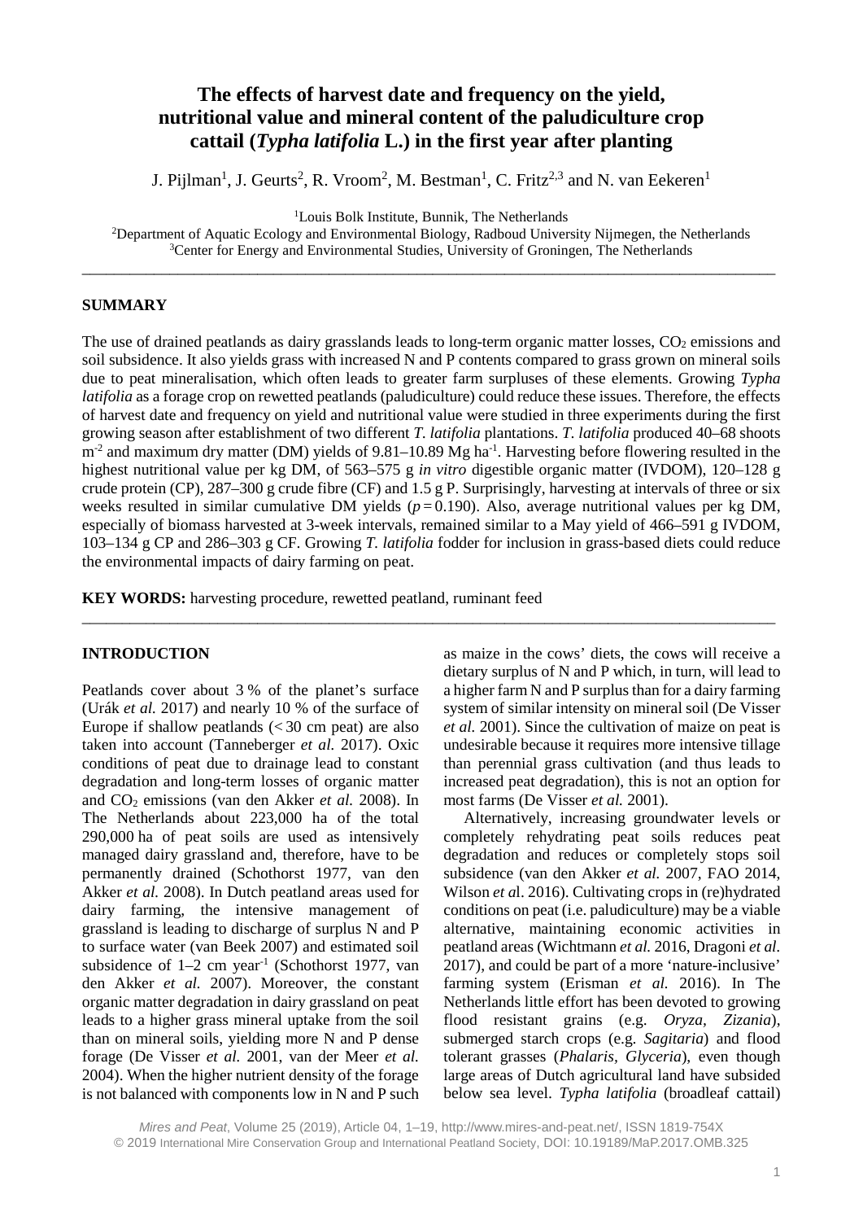# The effects of harvest date and frequency on the yield, nutritional value and mineral content of the paludiculture crop cattail (*Typha latifolia* L.) in the first year after planting

J. Pijlman[1], J. Geurts[2], R. Vroom[2], M. Bestman[1], C. Fritz[2,3] and N. van Eekeren[1]

[1]Louis Bolk Institute, Bunnik, The Netherlands
[2]Department of Aquatic Ecology and Environmental Biology, Radboud University Nijmegen, the Netherlands
[3]Center for Energy and Environmental Studies, University of Groningen, The Netherlands

---

## SUMMARY

The use of drained peatlands as dairy grasslands leads to long-term organic matter losses, $CO_2$ emissions and soil subsidence. It also yields grass with increased N and P contents compared to grass grown on mineral soils due to peat mineralisation, which often leads to greater farm surpluses of these elements. Growing *Typha latifolia* as a forage crop on rewetted peatlands (paludiculture) could reduce these issues. Therefore, the effects of harvest date and frequency on yield and nutritional value were studied in three experiments during the first growing season after establishment of two different *T. latifolia* plantations. *T. latifolia* produced 40–68 shoots $m^{-2}$ and maximum dry matter (DM) yields of 9.81–10.89 Mg $ha^{-1}$. Harvesting before flowering resulted in the highest nutritional value per kg DM, of 563–575 g *in vitro* digestible organic matter (IVDOM), 120–128 g crude protein (CP), 287–300 g crude fibre (CF) and 1.5 g P. Surprisingly, harvesting at intervals of three or six weeks resulted in similar cumulative DM yields ($p = 0.190$). Also, average nutritional values per kg DM, especially of biomass harvested at 3-week intervals, remained similar to a May yield of 466–591 g IVDOM, 103–134 g CP and 286–303 g CF. Growing *T. latifolia* fodder for inclusion in grass-based diets could reduce the environmental impacts of dairy farming on peat.

**KEY WORDS:** harvesting procedure, rewetted peatland, ruminant feed

---

## INTRODUCTION

Peatlands cover about 3 % of the planet's surface (Urák *et al.* 2017) and nearly 10 % of the surface of Europe if shallow peatlands (< 30 cm peat) are also taken into account (Tanneberger *et al.* 2017). Oxic conditions of peat due to drainage lead to constant degradation and long-term losses of organic matter and $CO_2$ emissions (van den Akker *et al.* 2008). In The Netherlands about 223,000 ha of the total 290,000 ha of peat soils are used as intensively managed dairy grassland and, therefore, have to be permanently drained (Schothorst 1977, van den Akker *et al.* 2008). In Dutch peatland areas used for dairy farming, the intensive management of grassland is leading to discharge of surplus N and P to surface water (van Beek 2007) and estimated soil subsidence of 1–2 cm $year^{-1}$ (Schothorst 1977, van den Akker *et al.* 2007). Moreover, the constant organic matter degradation in dairy grassland on peat leads to a higher grass mineral uptake from the soil than on mineral soils, yielding more N and P dense forage (De Visser *et al.* 2001, van der Meer *et al.* 2004). When the higher nutrient density of the forage is not balanced with components low in N and P such as maize in the cows' diets, the cows will receive a dietary surplus of N and P which, in turn, will lead to a higher farm N and P surplus than for a dairy farming system of similar intensity on mineral soil (De Visser *et al.* 2001). Since the cultivation of maize on peat is undesirable because it requires more intensive tillage than perennial grass cultivation (and thus leads to increased peat degradation), this is not an option for most farms (De Visser *et al.* 2001).

Alternatively, increasing groundwater levels or completely rehydrating peat soils reduces peat degradation and reduces or completely stops soil subsidence (van den Akker *et al.* 2007, FAO 2014, Wilson *et a*l. 2016). Cultivating crops in (re)hydrated conditions on peat (i.e. paludiculture) may be a viable alternative, maintaining economic activities in peatland areas (Wichtmann *et al.* 2016, Dragoni *et al.* 2017), and could be part of a more 'nature-inclusive' farming system (Erisman *et al.* 2016). In The Netherlands little effort has been devoted to growing flood resistant grains (e.g. *Oryza*, *Zizania*), submerged starch crops (e.g. *Sagitaria*) and flood tolerant grasses (*Phalaris*, *Glyceria*), even though large areas of Dutch agricultural land have subsided below sea level. *Typha latifolia* (broadleaf cattail)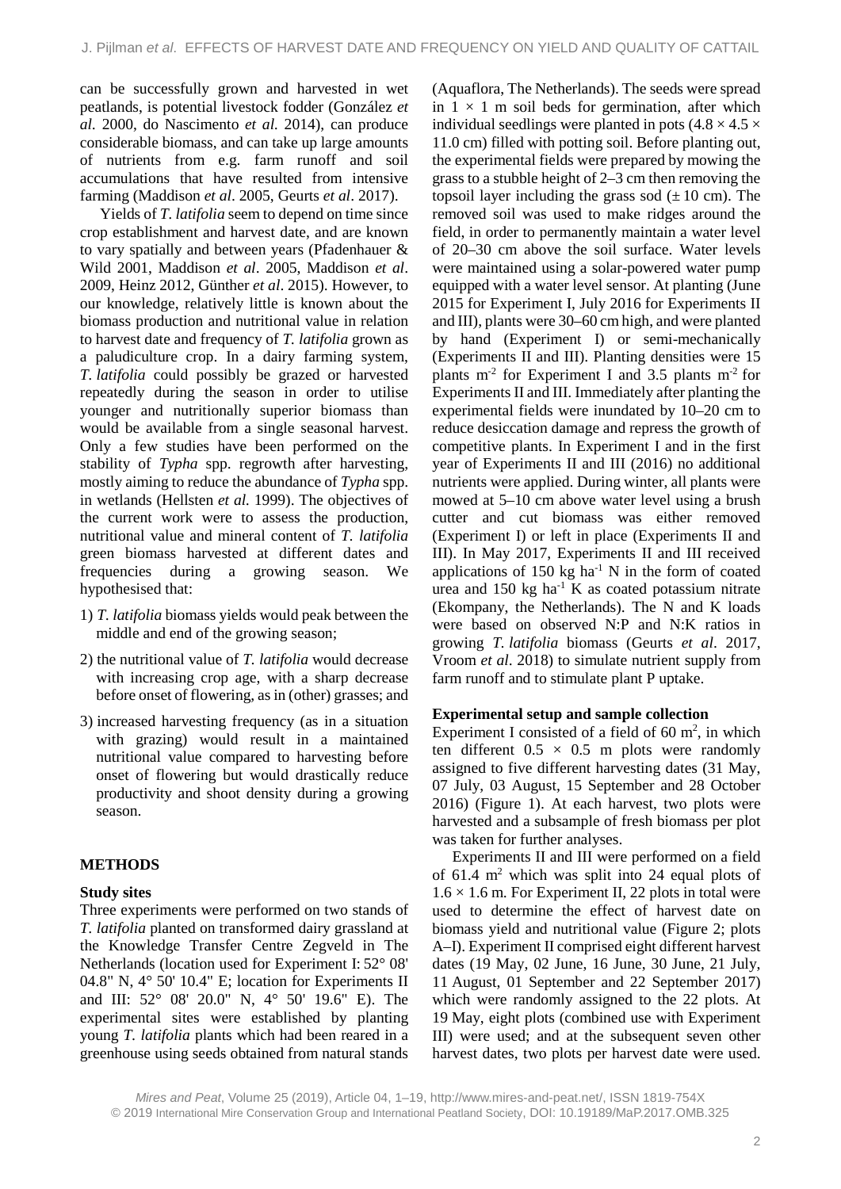can be successfully grown and harvested in wet peatlands, is potential livestock fodder (González *et al.* 2000, do Nascimento *et al.* 2014), can produce considerable biomass, and can take up large amounts of nutrients from e.g. farm runoff and soil accumulations that have resulted from intensive farming (Maddison *et al*. 2005, Geurts *et al*. 2017).

Yields of *T. latifolia* seem to depend on time since crop establishment and harvest date, and are known to vary spatially and between years (Pfadenhauer & Wild 2001, Maddison *et al*. 2005, Maddison *et al*. 2009, Heinz 2012, Günther *et al*. 2015). However, to our knowledge, relatively little is known about the biomass production and nutritional value in relation to harvest date and frequency of *T. latifolia* grown as a paludiculture crop. In a dairy farming system, *T. latifolia* could possibly be grazed or harvested repeatedly during the season in order to utilise younger and nutritionally superior biomass than would be available from a single seasonal harvest. Only a few studies have been performed on the stability of *Typha* spp. regrowth after harvesting, mostly aiming to reduce the abundance of *Typha* spp. in wetlands (Hellsten *et al.* 1999). The objectives of the current work were to assess the production, nutritional value and mineral content of *T. latifolia* green biomass harvested at different dates and frequencies during a growing season. We hypothesised that:

1) *T. latifolia* biomass yields would peak between the middle and end of the growing season;
2) the nutritional value of *T. latifolia* would decrease with increasing crop age, with a sharp decrease before onset of flowering, as in (other) grasses; and
3) increased harvesting frequency (as in a situation with grazing) would result in a maintained nutritional value compared to harvesting before onset of flowering but would drastically reduce productivity and shoot density during a growing season.

## METHODS

### Study sites

Three experiments were performed on two stands of *T. latifolia* planted on transformed dairy grassland at the Knowledge Transfer Centre Zegveld in The Netherlands (location used for Experiment I: 52° 08' 04.8" N, 4° 50' 10.4" E; location for Experiments II and III: 52° 08' 20.0" N, 4° 50' 19.6" E). The experimental sites were established by planting young *T. latifolia* plants which had been reared in a greenhouse using seeds obtained from natural stands (Aquaflora, The Netherlands). The seeds were spread in $1 \times 1$ m soil beds for germination, after which individual seedlings were planted in pots ($4.8 \times 4.5 \times 11.0$ cm) filled with potting soil. Before planting out, the experimental fields were prepared by mowing the grass to a stubble height of 2–3 cm then removing the topsoil layer including the grass sod ($\pm$ 10 cm). The removed soil was used to make ridges around the field, in order to permanently maintain a water level of 20–30 cm above the soil surface. Water levels were maintained using a solar-powered water pump equipped with a water level sensor. At planting (June 2015 for Experiment I, July 2016 for Experiments II and III), plants were 30–60 cm high, and were planted by hand (Experiment I) or semi-mechanically (Experiments II and III). Planting densities were 15 plants m$^{-2}$ for Experiment I and 3.5 plants m$^{-2}$ for Experiments II and III. Immediately after planting the experimental fields were inundated by 10–20 cm to reduce desiccation damage and repress the growth of competitive plants. In Experiment I and in the first year of Experiments II and III (2016) no additional nutrients were applied. During winter, all plants were mowed at 5–10 cm above water level using a brush cutter and cut biomass was either removed (Experiment I) or left in place (Experiments II and III). In May 2017, Experiments II and III received applications of 150 kg ha$^{-1}$ N in the form of coated urea and 150 kg ha$^{-1}$ K as coated potassium nitrate (Ekompany, the Netherlands). The N and K loads were based on observed N:P and N:K ratios in growing *T. latifolia* biomass (Geurts *et al*. 2017, Vroom *et al*. 2018) to simulate nutrient supply from farm runoff and to stimulate plant P uptake.

### Experimental setup and sample collection

Experiment I consisted of a field of 60 m$^2$, in which ten different $0.5 \times 0.5$ m plots were randomly assigned to five different harvesting dates (31 May, 07 July, 03 August, 15 September and 28 October 2016) (Figure 1). At each harvest, two plots were harvested and a subsample of fresh biomass per plot was taken for further analyses.

Experiments II and III were performed on a field of 61.4 m$^2$ which was split into 24 equal plots of $1.6 \times 1.6$ m. For Experiment II, 22 plots in total were used to determine the effect of harvest date on biomass yield and nutritional value (Figure 2; plots A–I). Experiment II comprised eight different harvest dates (19 May, 02 June, 16 June, 30 June, 21 July, 11 August, 01 September and 22 September 2017) which were randomly assigned to the 22 plots. At 19 May, eight plots (combined use with Experiment III) were used; and at the subsequent seven other harvest dates, two plots per harvest date were used.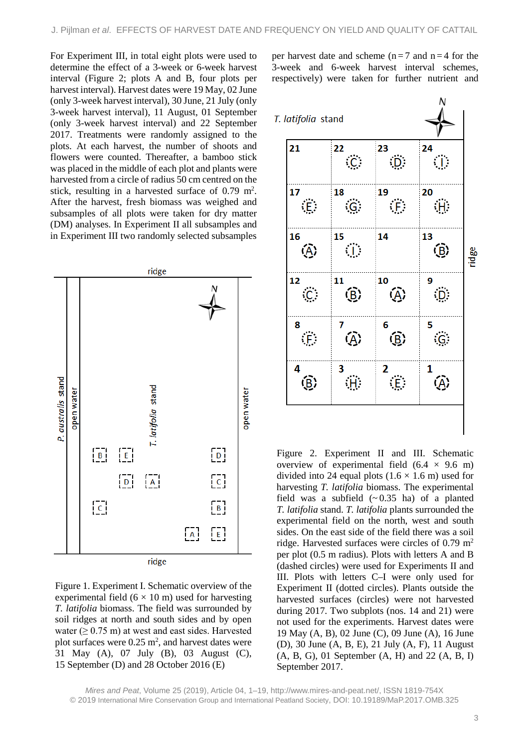For Experiment III, in total eight plots were used to determine the effect of a 3-week or 6-week harvest interval (Figure 2; plots A and B, four plots per harvest interval). Harvest dates were 19 May, 02 June (only 3-week harvest interval), 30 June, 21 July (only 3-week harvest interval), 11 August, 01 September (only 3-week harvest interval) and 22 September 2017. Treatments were randomly assigned to the plots. At each harvest, the number of shoots and flowers were counted. Thereafter, a bamboo stick was placed in the middle of each plot and plants were harvested from a circle of radius 50 cm centred on the stick, resulting in a harvested surface of 0.79 $m^2$. After the harvest, fresh biomass was weighed and subsamples of all plots were taken for dry matter (DM) analyses. In Experiment II all subsamples and in Experiment III two randomly selected subsamples per harvest date and scheme (n = 7 and n = 4 for the 3-week and 6-week harvest interval schemes, respectively) were taken for further nutrient and

Figure 1. Experiment I. Schematic overview of the experimental field (6 × 10 m) used for harvesting *T. latifolia* biomass. The field was surrounded by soil ridges at north and south sides and by open water (≥ 0.75 m) at west and east sides. Harvested plot surfaces were 0.25 $m^2$, and harvest dates were 31 May (A), 07 July (B), 03 August (C), 15 September (D) and 28 October 2016 (E)

Figure 2. Experiment II and III. Schematic overview of experimental field (6.4 × 9.6 m) divided into 24 equal plots (1.6 × 1.6 m) used for harvesting *T. latifolia* biomass. The experimental field was a subfield (~ 0.35 ha) of a planted *T. latifolia* stand. *T. latifolia* plants surrounded the experimental field on the north, west and south sides. On the east side of the field there was a soil ridge. Harvested surfaces were circles of 0.79 $m^2$ per plot (0.5 m radius). Plots with letters A and B (dashed circles) were used for Experiments II and III. Plots with letters C–I were only used for Experiment II (dotted circles). Plants outside the harvested surfaces (circles) were not harvested during 2017. Two subplots (nos. 14 and 21) were not used for the experiments. Harvest dates were 19 May (A, B), 02 June (C), 09 June (A), 16 June (D), 30 June (A, B, E), 21 July (A, F), 11 August (A, B, G), 01 September (A, H) and 22 (A, B, I) September 2017.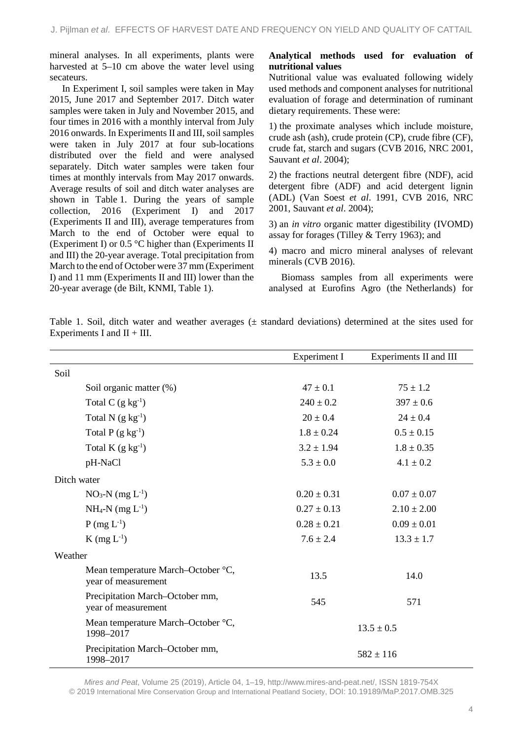mineral analyses. In all experiments, plants were harvested at 5–10 cm above the water level using secateurs.

In Experiment I, soil samples were taken in May 2015, June 2017 and September 2017. Ditch water samples were taken in July and November 2015, and four times in 2016 with a monthly interval from July 2016 onwards. In Experiments II and III, soil samples were taken in July 2017 at four sub-locations distributed over the field and were analysed separately. Ditch water samples were taken four times at monthly intervals from May 2017 onwards. Average results of soil and ditch water analyses are shown in Table 1. During the years of sample collection, 2016 (Experiment I) and 2017 (Experiments II and III), average temperatures from March to the end of October were equal to (Experiment I) or 0.5 °C higher than (Experiments II and III) the 20-year average. Total precipitation from March to the end of October were 37 mm (Experiment I) and 11 mm (Experiments II and III) lower than the 20-year average (de Bilt, KNMI, Table 1).

**Analytical methods used for evaluation of nutritional values**

Nutritional value was evaluated following widely used methods and component analyses for nutritional evaluation of forage and determination of ruminant dietary requirements. These were:

1) the proximate analyses which include moisture, crude ash (ash), crude protein (CP), crude fibre (CF), crude fat, starch and sugars (CVB 2016, NRC 2001, Sauvant *et al*. 2004);

2) the fractions neutral detergent fibre (NDF), acid detergent fibre (ADF) and acid detergent lignin (ADL) (Van Soest *et al*. 1991, CVB 2016, NRC 2001, Sauvant *et al*. 2004);

3) an *in vitro* organic matter digestibility (IVOMD) assay for forages (Tilley & Terry 1963); and

4) macro and micro mineral analyses of relevant minerals (CVB 2016).

Biomass samples from all experiments were analysed at Eurofins Agro (the Netherlands) for

Table 1. Soil, ditch water and weather averages (± standard deviations) determined at the sites used for Experiments I and II + III.

| | Experiment I | Experiments II and III |
|---|---|---|
| Soil | | |
| Soil organic matter (%) | 47 ± 0.1 | 75 ± 1.2 |
| Total C (g kg$^{-1}$) | 240 ± 0.2 | 397 ± 0.6 |
| Total N (g kg$^{-1}$) | 20 ± 0.4 | 24 ± 0.4 |
| Total P (g kg$^{-1}$) | 1.8 ± 0.24 | 0.5 ± 0.15 |
| Total K (g kg$^{-1}$) | 3.2 ± 1.94 | 1.8 ± 0.35 |
| pH-NaCl | 5.3 ± 0.0 | 4.1 ± 0.2 |
| Ditch water | | |
| $NO_3$-N (mg L$^{-1}$) | 0.20 ± 0.31 | 0.07 ± 0.07 |
| $NH_4$-N (mg L$^{-1}$) | 0.27 ± 0.13 | 2.10 ± 2.00 |
| P (mg L$^{-1}$) | 0.28 ± 0.21 | 0.09 ± 0.01 |
| K (mg L$^{-1}$) | 7.6 ± 2.4 | 13.3 ± 1.7 |
| Weather | | |
| Mean temperature March–October °C, year of measurement | 13.5 | 14.0 |
| Precipitation March–October mm, year of measurement | 545 | 571 |
| Mean temperature March–October °C, 1998–2017 | 13.5 ± 0.5 | |
| Precipitation March–October mm, 1998–2017 | 582 ± 116 | |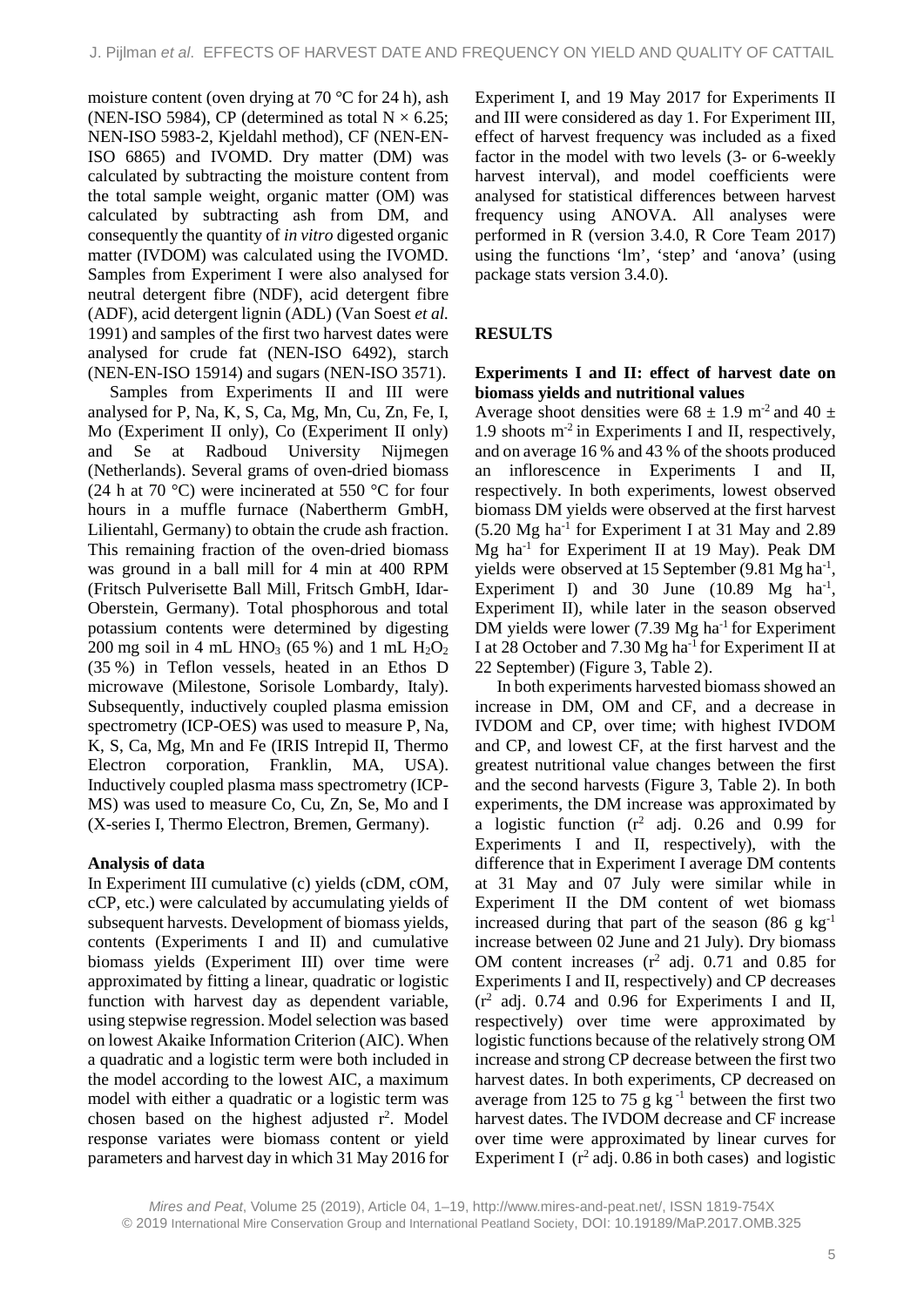moisture content (oven drying at 70 °C for 24 h), ash (NEN-ISO 5984), CP (determined as total N × 6.25; NEN-ISO 5983-2, Kjeldahl method), CF (NEN-EN-ISO 6865) and IVOMD. Dry matter (DM) was calculated by subtracting the moisture content from the total sample weight, organic matter (OM) was calculated by subtracting ash from DM, and consequently the quantity of *in vitro* digested organic matter (IVDOM) was calculated using the IVOMD. Samples from Experiment I were also analysed for neutral detergent fibre (NDF), acid detergent fibre (ADF), acid detergent lignin (ADL) (Van Soest *et al.* 1991) and samples of the first two harvest dates were analysed for crude fat (NEN-ISO 6492), starch (NEN-EN-ISO 15914) and sugars (NEN-ISO 3571).

Samples from Experiments II and III were analysed for P, Na, K, S, Ca, Mg, Mn, Cu, Zn, Fe, I, Mo (Experiment II only), Co (Experiment II only) and Se at Radboud University Nijmegen (Netherlands). Several grams of oven-dried biomass (24 h at 70 °C) were incinerated at 550 °C for four hours in a muffle furnace (Nabertherm GmbH, Lilientahl, Germany) to obtain the crude ash fraction. This remaining fraction of the oven-dried biomass was ground in a ball mill for 4 min at 400 RPM (Fritsch Pulverisette Ball Mill, Fritsch GmbH, Idar-Oberstein, Germany). Total phosphorous and total potassium contents were determined by digesting 200 mg soil in 4 mL $HNO_3$ (65 %) and 1 mL $H_2O_2$ (35 %) in Teflon vessels, heated in an Ethos D microwave (Milestone, Sorisole Lombardy, Italy). Subsequently, inductively coupled plasma emission spectrometry (ICP-OES) was used to measure P, Na, K, S, Ca, Mg, Mn and Fe (IRIS Intrepid II, Thermo Electron corporation, Franklin, MA, USA). Inductively coupled plasma mass spectrometry (ICP-MS) was used to measure Co, Cu, Zn, Se, Mo and I (X-series I, Thermo Electron, Bremen, Germany).

### Analysis of data

In Experiment III cumulative (c) yields (cDM, cOM, cCP, etc.) were calculated by accumulating yields of subsequent harvests. Development of biomass yields, contents (Experiments I and II) and cumulative biomass yields (Experiment III) over time were approximated by fitting a linear, quadratic or logistic function with harvest day as dependent variable, using stepwise regression. Model selection was based on lowest Akaike Information Criterion (AIC). When a quadratic and a logistic term were both included in the model according to the lowest AIC, a maximum model with either a quadratic or a logistic term was chosen based on the highest adjusted $r^2$. Model response variates were biomass content or yield parameters and harvest day in which 31 May 2016 for Experiment I, and 19 May 2017 for Experiments II and III were considered as day 1. For Experiment III, effect of harvest frequency was included as a fixed factor in the model with two levels (3- or 6-weekly harvest interval), and model coefficients were analysed for statistical differences between harvest frequency using ANOVA. All analyses were performed in R (version 3.4.0, R Core Team 2017) using the functions 'lm', 'step' and 'anova' (using package stats version 3.4.0).

## RESULTS

### Experiments I and II: effect of harvest date on biomass yields and nutritional values

Average shoot densities were 68 ± 1.9 $m^{-2}$ and 40 ± 1.9 shoots $m^{-2}$ in Experiments I and II, respectively, and on average 16 % and 43 % of the shoots produced an inflorescence in Experiments I and II, respectively. In both experiments, lowest observed biomass DM yields were observed at the first harvest (5.20 Mg $ha^{-1}$ for Experiment I at 31 May and 2.89 Mg $ha^{-1}$ for Experiment II at 19 May). Peak DM yields were observed at 15 September (9.81 Mg $ha^{-1}$, Experiment I) and 30 June (10.89 Mg $ha^{-1}$, Experiment II), while later in the season observed DM yields were lower (7.39 Mg $ha^{-1}$ for Experiment I at 28 October and 7.30 Mg $ha^{-1}$ for Experiment II at 22 September) (Figure 3, Table 2).

In both experiments harvested biomass showed an increase in DM, OM and CF, and a decrease in IVDOM and CP, over time; with highest IVDOM and CP, and lowest CF, at the first harvest and the greatest nutritional value changes between the first and the second harvests (Figure 3, Table 2). In both experiments, the DM increase was approximated by a logistic function ($r^2$ adj. 0.26 and 0.99 for Experiments I and II, respectively), with the difference that in Experiment I average DM contents at 31 May and 07 July were similar while in Experiment II the DM content of wet biomass increased during that part of the season (86 g $kg^{-1}$ increase between 02 June and 21 July). Dry biomass OM content increases ($r^2$ adj. 0.71 and 0.85 for Experiments I and II, respectively) and CP decreases ($r^2$ adj. 0.74 and 0.96 for Experiments I and II, respectively) over time were approximated by logistic functions because of the relatively strong OM increase and strong CP decrease between the first two harvest dates. In both experiments, CP decreased on average from 125 to 75 g $kg^{-1}$ between the first two harvest dates. The IVDOM decrease and CF increase over time were approximated by linear curves for Experiment I ($r^2$ adj. 0.86 in both cases) and logistic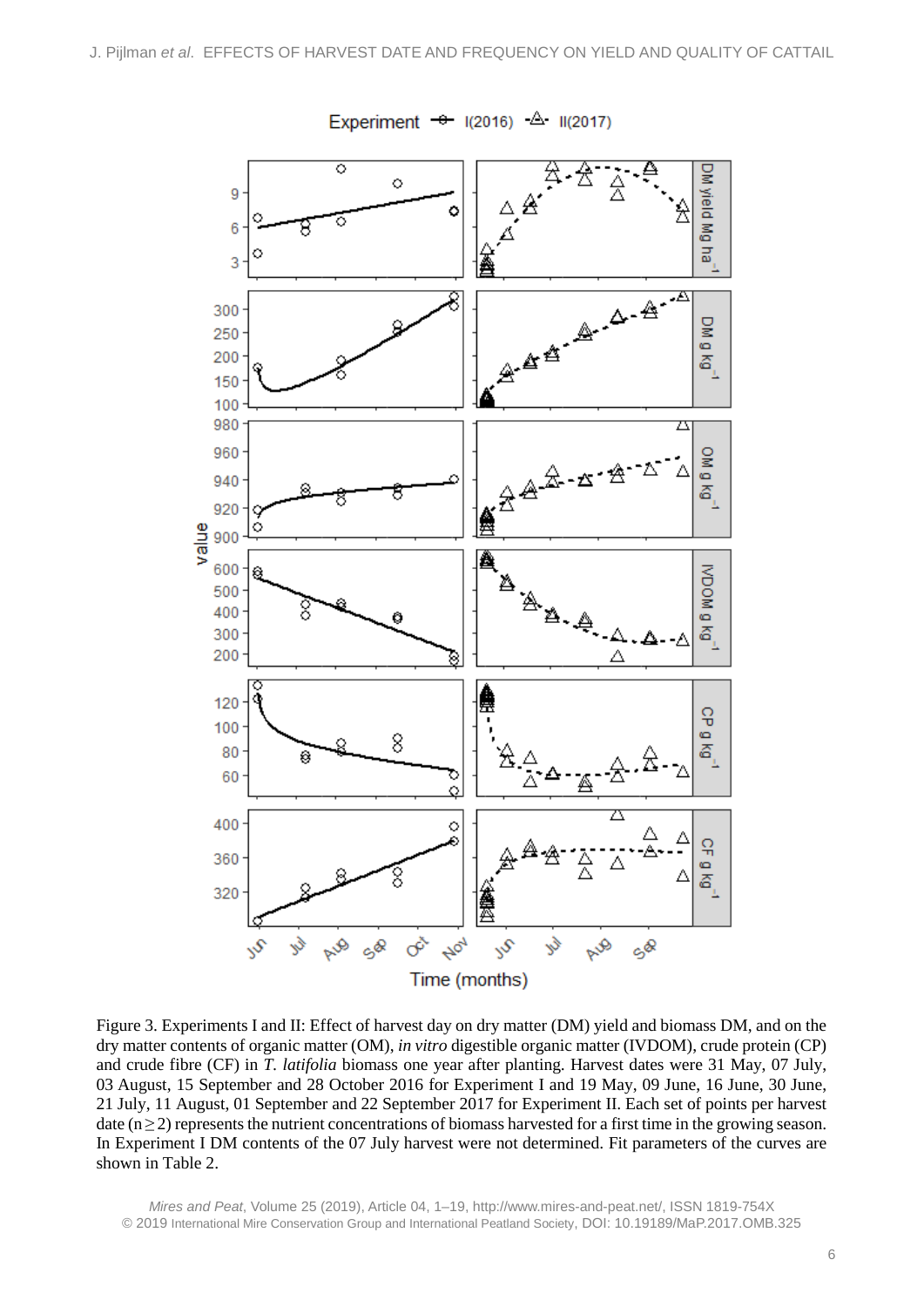Figure 3. Experiments I and II: Effect of harvest day on dry matter (DM) yield and biomass DM, and on the dry matter contents of organic matter (OM), *in vitro* digestible organic matter (IVDOM), crude protein (CP) and crude fibre (CF) in *T. latifolia* biomass one year after planting. Harvest dates were 31 May, 07 July, 03 August, 15 September and 28 October 2016 for Experiment I and 19 May, 09 June, 16 June, 30 June, 21 July, 11 August, 01 September and 22 September 2017 for Experiment II. Each set of points per harvest date ($n \geq 2$) represents the nutrient concentrations of biomass harvested for a first time in the growing season. In Experiment I DM contents of the 07 July harvest were not determined. Fit parameters of the curves are shown in Table 2.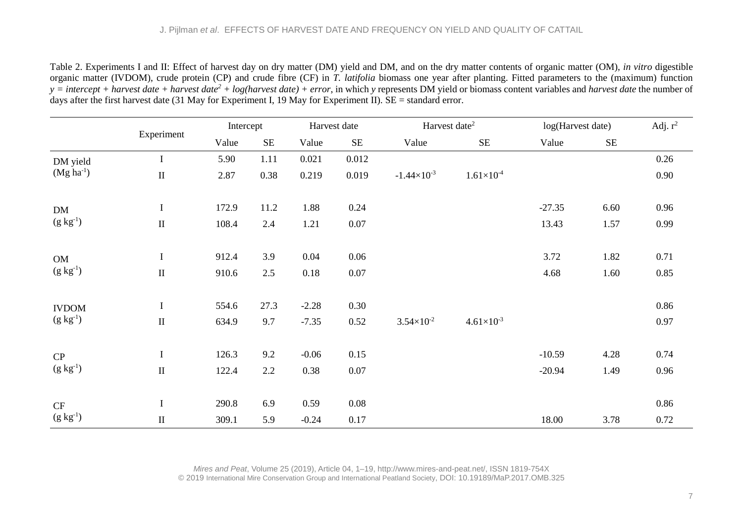Table 2. Experiments I and II: Effect of harvest day on dry matter (DM) yield and DM, and on the dry matter contents of organic matter (OM), *in vitro* digestible organic matter (IVDOM), crude protein (CP) and crude fibre (CF) in *T. latifolia* biomass one year after planting. Fitted parameters to the (maximum) function $y = intercept + harvest\ date + harvest\ date^2 + log(harvest\ date) + error$, in which *y* represents DM yield or biomass content variables and *harvest date* the number of days after the first harvest date (31 May for Experiment I, 19 May for Experiment II). SE = standard error.

| | Experiment | Intercept | | Harvest date | | Harvest date$^2$ | | log(Harvest date) | | Adj. $r^2$ |
|---|---|---|---|---|---|---|---|---|---|---|
| | | Value | SE | Value | SE | Value | SE | Value | SE | |
| DM yield ($Mg\ ha^{-1}$) | I | 5.90 | 1.11 | 0.021 | 0.012 | | | | | 0.26 |
| | II | 2.87 | 0.38 | 0.219 | 0.019 | $-1.44\times10^{-3}$ | $1.61\times10^{-4}$ | | | 0.90 |
| DM ($g\ kg^{-1}$) | I | 172.9 | 11.2 | 1.88 | 0.24 | | | -27.35 | 6.60 | 0.96 |
| | II | 108.4 | 2.4 | 1.21 | 0.07 | | | 13.43 | 1.57 | 0.99 |
| OM ($g\ kg^{-1}$) | I | 912.4 | 3.9 | 0.04 | 0.06 | | | 3.72 | 1.82 | 0.71 |
| | II | 910.6 | 2.5 | 0.18 | 0.07 | | | 4.68 | 1.60 | 0.85 |
| IVDOM ($g\ kg^{-1}$) | I | 554.6 | 27.3 | -2.28 | 0.30 | | | | | 0.86 |
| | II | 634.9 | 9.7 | -7.35 | 0.52 | $3.54\times10^{-2}$ | $4.61\times10^{-3}$ | | | 0.97 |
| CP ($g\ kg^{-1}$) | I | 126.3 | 9.2 | -0.06 | 0.15 | | | -10.59 | 4.28 | 0.74 |
| | II | 122.4 | 2.2 | 0.38 | 0.07 | | | -20.94 | 1.49 | 0.96 |
| CF ($g\ kg^{-1}$) | I | 290.8 | 6.9 | 0.59 | 0.08 | | | | | 0.86 |
| | II | 309.1 | 5.9 | -0.24 | 0.17 | | | 18.00 | 3.78 | 0.72 |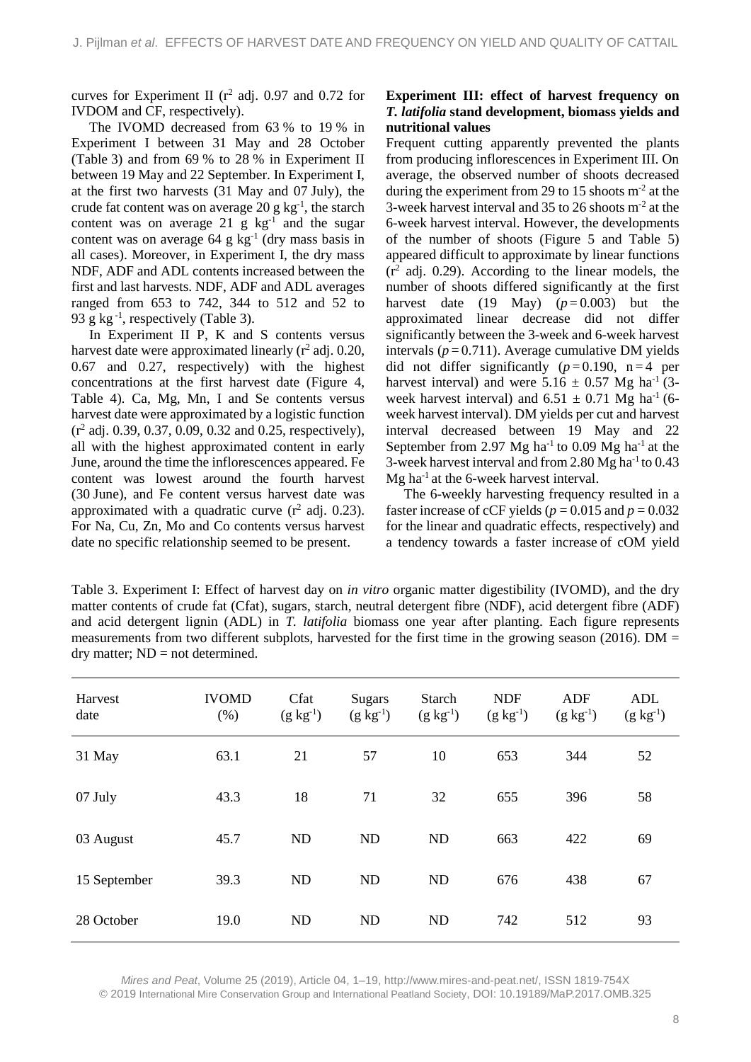curves for Experiment II ($r^2$ adj. 0.97 and 0.72 for IVDOM and CF, respectively).

The IVOMD decreased from 63 % to 19 % in Experiment I between 31 May and 28 October (Table 3) and from 69 % to 28 % in Experiment II between 19 May and 22 September. In Experiment I, at the first two harvests (31 May and 07 July), the crude fat content was on average 20 g $kg^{-1}$, the starch content was on average 21 g $kg^{-1}$ and the sugar content was on average 64 g $kg^{-1}$ (dry mass basis in all cases). Moreover, in Experiment I, the dry mass NDF, ADF and ADL contents increased between the first and last harvests. NDF, ADF and ADL averages ranged from 653 to 742, 344 to 512 and 52 to 93 g $kg^{-1}$, respectively (Table 3).

In Experiment II P, K and S contents versus harvest date were approximated linearly ($r^2$ adj. 0.20, 0.67 and 0.27, respectively) with the highest concentrations at the first harvest date (Figure 4, Table 4). Ca, Mg, Mn, I and Se contents versus harvest date were approximated by a logistic function ($r^2$ adj. 0.39, 0.37, 0.09, 0.32 and 0.25, respectively), all with the highest approximated content in early June, around the time the inflorescences appeared. Fe content was lowest around the fourth harvest (30 June), and Fe content versus harvest date was approximated with a quadratic curve ($r^2$ adj. 0.23). For Na, Cu, Zn, Mo and Co contents versus harvest date no specific relationship seemed to be present.

### Experiment III: effect of harvest frequency on *T. latifolia* stand development, biomass yields and nutritional values

Frequent cutting apparently prevented the plants from producing inflorescences in Experiment III. On average, the observed number of shoots decreased during the experiment from 29 to 15 shoots $m^{-2}$ at the 3-week harvest interval and 35 to 26 shoots $m^{-2}$ at the 6-week harvest interval. However, the developments of the number of shoots (Figure 5 and Table 5) appeared difficult to approximate by linear functions ($r^2$ adj. 0.29). According to the linear models, the number of shoots differed significantly at the first harvest date (19 May) ($p = 0.003$) but the approximated linear decrease did not differ significantly between the 3-week and 6-week harvest intervals ($p = 0.711$). Average cumulative DM yields did not differ significantly ($p = 0.190$, $n = 4$ per harvest interval) and were $5.16 \pm 0.57$ Mg $ha^{-1}$ (3-week harvest interval) and $6.51 \pm 0.71$ Mg $ha^{-1}$ (6-week harvest interval). DM yields per cut and harvest interval decreased between 19 May and 22 September from 2.97 Mg $ha^{-1}$ to 0.09 Mg $ha^{-1}$ at the 3-week harvest interval and from 2.80 Mg $ha^{-1}$ to 0.43 Mg $ha^{-1}$ at the 6-week harvest interval.

The 6-weekly harvesting frequency resulted in a faster increase of cCF yields ($p = 0.015$ and $p = 0.032$ for the linear and quadratic effects, respectively) and a tendency towards a faster increase of cOM yield

Table 3. Experiment I: Effect of harvest day on *in vitro* organic matter digestibility (IVOMD), and the dry matter contents of crude fat (Cfat), sugars, starch, neutral detergent fibre (NDF), acid detergent fibre (ADF) and acid detergent lignin (ADL) in *T. latifolia* biomass one year after planting. Each figure represents measurements from two different subplots, harvested for the first time in the growing season (2016). DM = dry matter; ND = not determined.

| Harvest date | IVOMD (%) | Cfat (g $kg^{-1}$) | Sugars (g $kg^{-1}$) | Starch (g $kg^{-1}$) | NDF (g $kg^{-1}$) | ADF (g $kg^{-1}$) | ADL (g $kg^{-1}$) |
|---|---|---|---|---|---|---|---|
| 31 May | 63.1 | 21 | 57 | 10 | 653 | 344 | 52 |
| 07 July | 43.3 | 18 | 71 | 32 | 655 | 396 | 58 |
| 03 August | 45.7 | ND | ND | ND | 663 | 422 | 69 |
| 15 September | 39.3 | ND | ND | ND | 676 | 438 | 67 |
| 28 October | 19.0 | ND | ND | ND | 742 | 512 | 93 |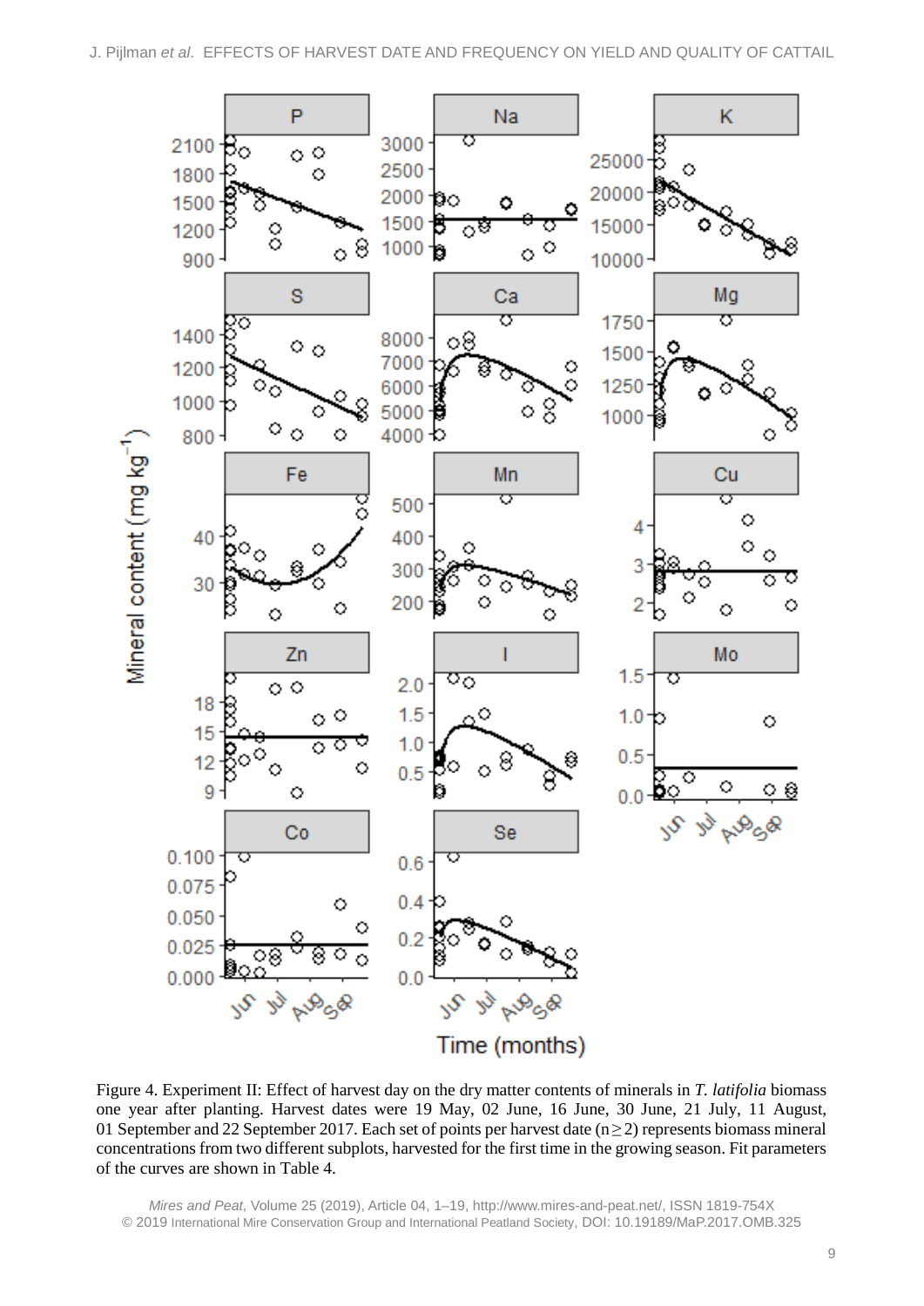Figure 4. Experiment II: Effect of harvest day on the dry matter contents of minerals in *T. latifolia* biomass one year after planting. Harvest dates were 19 May, 02 June, 16 June, 30 June, 21 July, 11 August, 01 September and 22 September 2017. Each set of points per harvest date ($n \geq 2$) represents biomass mineral concentrations from two different subplots, harvested for the first time in the growing season. Fit parameters of the curves are shown in Table 4.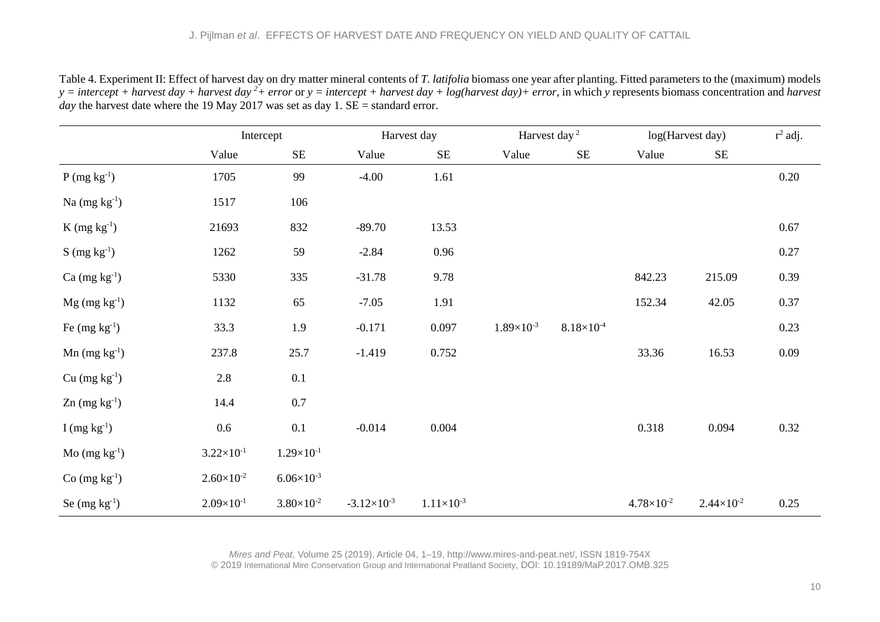Table 4. Experiment II: Effect of harvest day on dry matter mineral contents of *T. latifolia* biomass one year after planting. Fitted parameters to the (maximum) models $y = intercept + harvest\ day + harvest\ day^2 + error$ or $y = intercept + harvest\ day + log(harvest\ day) + error$, in which *y* represents biomass concentration and *harvest day* the harvest date where the 19 May 2017 was set as day 1. SE = standard error.

| | Intercept | | Harvest day | | Harvest day $^2$ | | log(Harvest day) | | $r^2$ adj. |
|---|---|---|---|---|---|---|---|---|---|
| | Value | SE | Value | SE | Value | SE | Value | SE | |
| P ($mg\ kg^{-1}$) | 1705 | 99 | -4.00 | 1.61 | | | | | 0.20 |
| Na ($mg\ kg^{-1}$) | 1517 | 106 | | | | | | | |
| K ($mg\ kg^{-1}$) | 21693 | 832 | -89.70 | 13.53 | | | | | 0.67 |
| S ($mg\ kg^{-1}$) | 1262 | 59 | -2.84 | 0.96 | | | | | 0.27 |
| Ca ($mg\ kg^{-1}$) | 5330 | 335 | -31.78 | 9.78 | | | 842.23 | 215.09 | 0.39 |
| Mg ($mg\ kg^{-1}$) | 1132 | 65 | -7.05 | 1.91 | | | 152.34 | 42.05 | 0.37 |
| Fe ($mg\ kg^{-1}$) | 33.3 | 1.9 | -0.171 | 0.097 | $1.89\times10^{-3}$ | $8.18\times10^{-4}$ | | | 0.23 |
| Mn ($mg\ kg^{-1}$) | 237.8 | 25.7 | -1.419 | 0.752 | | | 33.36 | 16.53 | 0.09 |
| Cu ($mg\ kg^{-1}$) | 2.8 | 0.1 | | | | | | | |
| Zn ($mg\ kg^{-1}$) | 14.4 | 0.7 | | | | | | | |
| I ($mg\ kg^{-1}$) | 0.6 | 0.1 | -0.014 | 0.004 | | | 0.318 | 0.094 | 0.32 |
| Mo ($mg\ kg^{-1}$) | $3.22\times10^{-1}$ | $1.29\times10^{-1}$ | | | | | | | |
| Co ($mg\ kg^{-1}$) | $2.60\times10^{-2}$ | $6.06\times10^{-3}$ | | | | | | | |
| Se ($mg\ kg^{-1}$) | $2.09\times10^{-1}$ | $3.80\times10^{-2}$ | $-3.12\times10^{-3}$ | $1.11\times10^{-3}$ | | | $4.78\times10^{-2}$ | $2.44\times10^{-2}$ | 0.25 |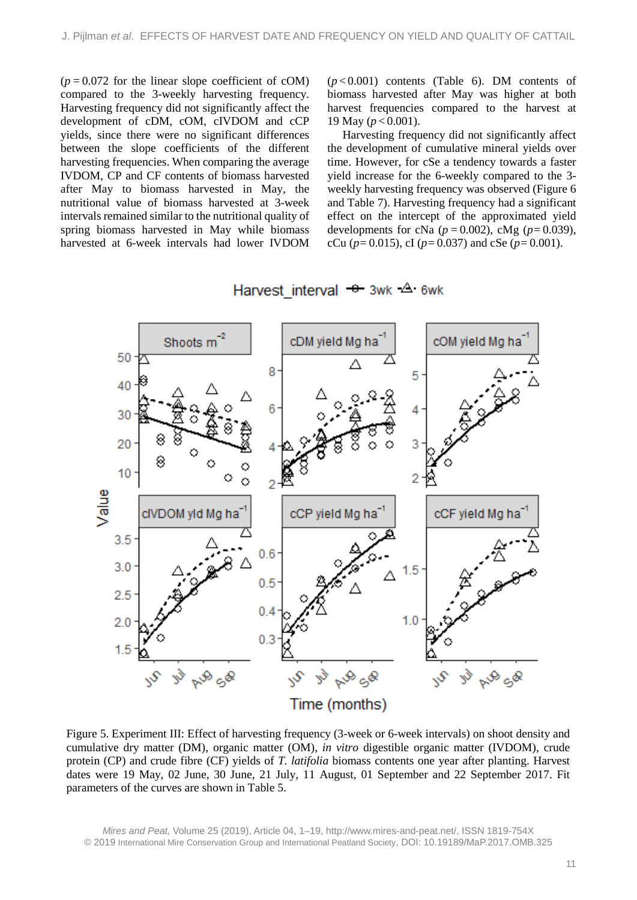($p = 0.072$ for the linear slope coefficient of cOM) compared to the 3-weekly harvesting frequency. Harvesting frequency did not significantly affect the development of cDM, cOM, cIVDOM and cCP yields, since there were no significant differences between the slope coefficients of the different harvesting frequencies. When comparing the average IVDOM, CP and CF contents of biomass harvested after May to biomass harvested in May, the nutritional value of biomass harvested at 3-week intervals remained similar to the nutritional quality of spring biomass harvested in May while biomass harvested at 6-week intervals had lower IVDOM ($p < 0.001$) contents (Table 6). DM contents of biomass harvested after May was higher at both harvest frequencies compared to the harvest at 19 May ($p < 0.001$).

Harvesting frequency did not significantly affect the development of cumulative mineral yields over time. However, for cSe a tendency towards a faster yield increase for the 6-weekly compared to the 3-weekly harvesting frequency was observed (Figure 6 and Table 7). Harvesting frequency had a significant effect on the intercept of the approximated yield developments for cNa ($p = 0.002$), cMg ($p = 0.039$), cCu ($p = 0.015$), cI ($p = 0.037$) and cSe ($p = 0.001$).

Figure 5. Experiment III: Effect of harvesting frequency (3-week or 6-week intervals) on shoot density and cumulative dry matter (DM), organic matter (OM), *in vitro* digestible organic matter (IVDOM), crude protein (CP) and crude fibre (CF) yields of *T. latifolia* biomass contents one year after planting. Harvest dates were 19 May, 02 June, 30 June, 21 July, 11 August, 01 September and 22 September 2017. Fit parameters of the curves are shown in Table 5.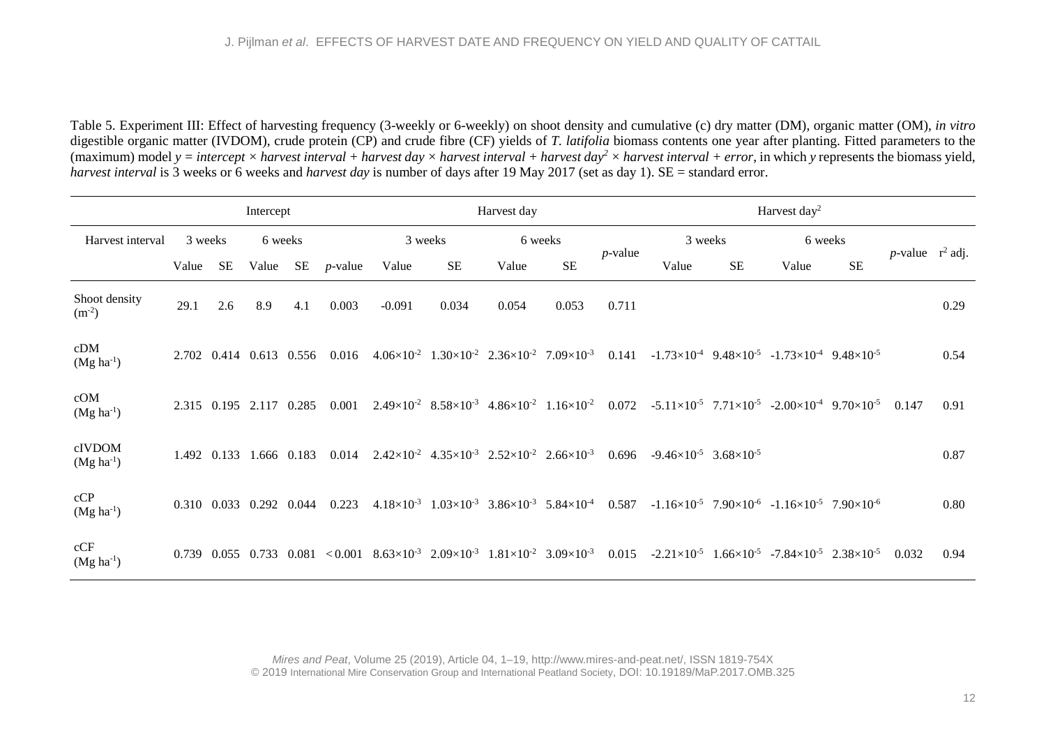Table 5. Experiment III: Effect of harvesting frequency (3-weekly or 6-weekly) on shoot density and cumulative (c) dry matter (DM), organic matter (OM), *in vitro* digestible organic matter (IVDOM), crude protein (CP) and crude fibre (CF) yields of *T. latifolia* biomass contents one year after planting. Fitted parameters to the (maximum) model $y = intercept \times harvest\ interval + harvest\ day \times harvest\ interval + harvest\ day^2 \times harvest\ interval + error$, in which *y* represents the biomass yield, *harvest interval* is 3 weeks or 6 weeks and *harvest day* is number of days after 19 May 2017 (set as day 1). SE = standard error.

| | Intercept | | | | | Harvest day | | | | | Harvest day$^2$ | | | | | |
|---|---|---|---|---|---|---|---|---|---|---|---|---|---|---|---|---|
| Harvest interval | 3 weeks | | 6 weeks | | | 3 weeks | | 6 weeks | | | 3 weeks | | 6 weeks | | | |
| | Value | SE | Value | SE | *p*-value | Value | SE | Value | SE | *p*-value | Value | SE | Value | SE | *p*-value | $r^2$ adj. |
| Shoot density ($m^{-2}$) | 29.1 | 2.6 | 8.9 | 4.1 | 0.003 | -0.091 | 0.034 | 0.054 | 0.053 | 0.711 | | | | | | 0.29 |
| cDM ($Mg\ ha^{-1}$) | 2.702 | 0.414 | 0.613 | 0.556 | 0.016 | $4.06\times10^{-2}$ | $1.30\times10^{-2}$ | $2.36\times10^{-2}$ | $7.09\times10^{-3}$ | 0.141 | $-1.73\times10^{-4}$ | $9.48\times10^{-5}$ | $-1.73\times10^{-4}$ | $9.48\times10^{-5}$ | | 0.54 |
| cOM ($Mg\ ha^{-1}$) | 2.315 | 0.195 | 2.117 | 0.285 | 0.001 | $2.49\times10^{-2}$ | $8.58\times10^{-3}$ | $4.86\times10^{-2}$ | $1.16\times10^{-2}$ | 0.072 | $-5.11\times10^{-5}$ | $7.71\times10^{-5}$ | $-2.00\times10^{-4}$ | $9.70\times10^{-5}$ | 0.147 | 0.91 |
| cIVDOM ($Mg\ ha^{-1}$) | 1.492 | 0.133 | 1.666 | 0.183 | 0.014 | $2.42\times10^{-2}$ | $4.35\times10^{-3}$ | $2.52\times10^{-2}$ | $2.66\times10^{-3}$ | 0.696 | $-9.46\times10^{-5}$ | $3.68\times10^{-5}$ | | | | 0.87 |
| cCP ($Mg\ ha^{-1}$) | 0.310 | 0.033 | 0.292 | 0.044 | 0.223 | $4.18\times10^{-3}$ | $1.03\times10^{-3}$ | $3.86\times10^{-3}$ | $5.84\times10^{-4}$ | 0.587 | $-1.16\times10^{-5}$ | $7.90\times10^{-6}$ | $-1.16\times10^{-5}$ | $7.90\times10^{-6}$ | | 0.80 |
| cCF ($Mg\ ha^{-1}$) | 0.739 | 0.055 | 0.733 | 0.081 | $< 0.001$ | $8.63\times10^{-3}$ | $2.09\times10^{-3}$ | $1.81\times10^{-2}$ | $3.09\times10^{-3}$ | 0.015 | $-2.21\times10^{-5}$ | $1.66\times10^{-5}$ | $-7.84\times10^{-5}$ | $2.38\times10^{-5}$ | 0.032 | 0.94 |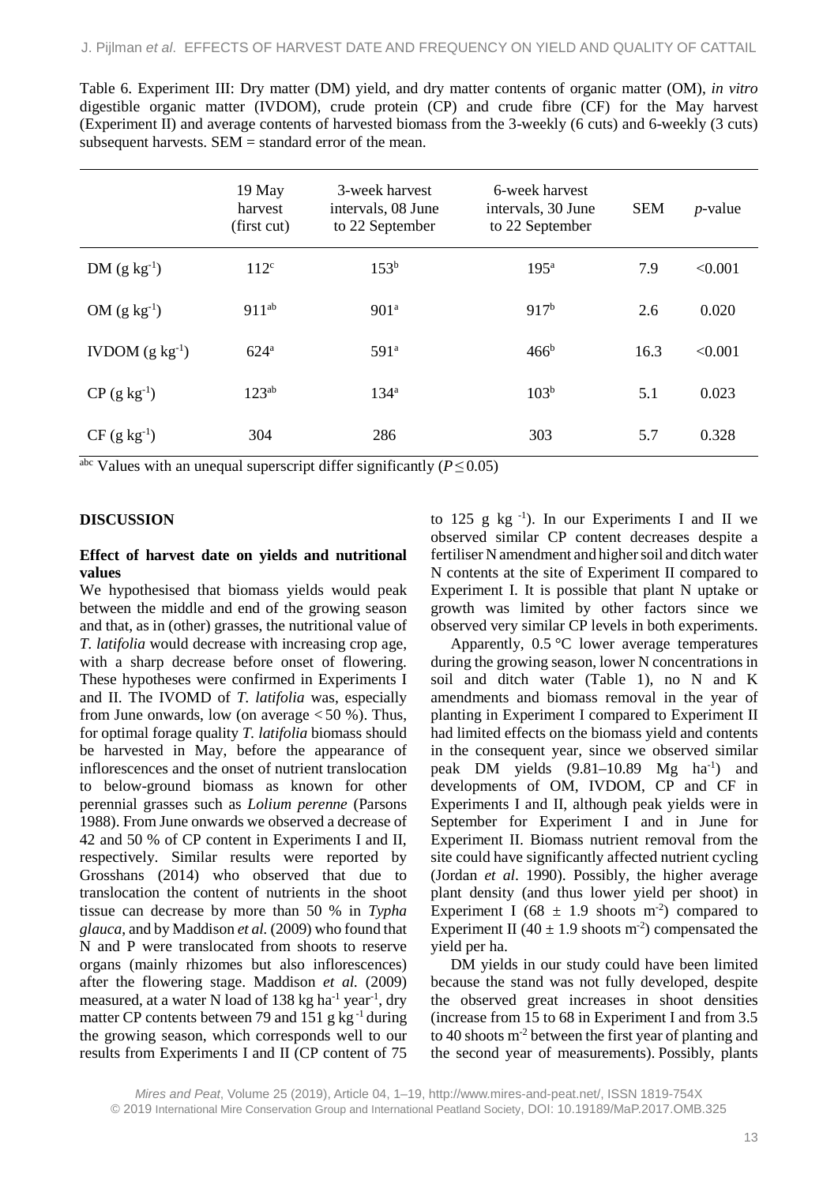Table 6. Experiment III: Dry matter (DM) yield, and dry matter contents of organic matter (OM), *in vitro* digestible organic matter (IVDOM), crude protein (CP) and crude fibre (CF) for the May harvest (Experiment II) and average contents of harvested biomass from the 3-weekly (6 cuts) and 6-weekly (3 cuts) subsequent harvests. SEM = standard error of the mean.

| | 19 May harvest (first cut) | 3-week harvest intervals, 08 June to 22 September | 6-week harvest intervals, 30 June to 22 September | SEM | *p*-value |
|---|---|---|---|---|---|
| DM ($g\ kg^{-1}$) | $112^{c}$ | $153^{b}$ | $195^{a}$ | 7.9 | <0.001 |
| OM ($g\ kg^{-1}$) | $911^{ab}$ | $901^{a}$ | $917^{b}$ | 2.6 | 0.020 |
| IVDOM ($g\ kg^{-1}$) | $624^{a}$ | $591^{a}$ | $466^{b}$ | 16.3 | <0.001 |
| CP ($g\ kg^{-1}$) | $123^{ab}$ | $134^{a}$ | $103^{b}$ | 5.1 | 0.023 |
| CF ($g\ kg^{-1}$) | 304 | 286 | 303 | 5.7 | 0.328 |

$^{abc}$ Values with an unequal superscript differ significantly ($P \leq 0.05$)

## DISCUSSION

### Effect of harvest date on yields and nutritional values

We hypothesised that biomass yields would peak between the middle and end of the growing season and that, as in (other) grasses, the nutritional value of *T. latifolia* would decrease with increasing crop age, with a sharp decrease before onset of flowering. These hypotheses were confirmed in Experiments I and II. The IVOMD of *T. latifolia* was, especially from June onwards, low (on average < 50 %). Thus, for optimal forage quality *T. latifolia* biomass should be harvested in May, before the appearance of inflorescences and the onset of nutrient translocation to below-ground biomass as known for other perennial grasses such as *Lolium perenne* (Parsons 1988). From June onwards we observed a decrease of 42 and 50 % of CP content in Experiments I and II, respectively. Similar results were reported by Grosshans (2014) who observed that due to translocation the content of nutrients in the shoot tissue can decrease by more than 50 % in *Typha glauca*, and by Maddison *et al.* (2009) who found that N and P were translocated from shoots to reserve organs (mainly rhizomes but also inflorescences) after the flowering stage. Maddison *et al.* (2009) measured, at a water N load of 138 kg $ha^{-1}$ $year^{-1}$, dry matter CP contents between 79 and 151 g $kg^{-1}$ during the growing season, which corresponds well to our results from Experiments I and II (CP content of 75 to 125 g $kg^{-1}$). In our Experiments I and II we observed similar CP content decreases despite a fertiliser N amendment and higher soil and ditch water N contents at the site of Experiment II compared to Experiment I. It is possible that plant N uptake or growth was limited by other factors since we observed very similar CP levels in both experiments.

Apparently, 0.5 °C lower average temperatures during the growing season, lower N concentrations in soil and ditch water (Table 1), no N and K amendments and biomass removal in the year of planting in Experiment I compared to Experiment II had limited effects on the biomass yield and contents in the consequent year, since we observed similar peak DM yields (9.81–10.89 Mg $ha^{-1}$) and developments of OM, IVDOM, CP and CF in Experiments I and II, although peak yields were in September for Experiment I and in June for Experiment II. Biomass nutrient removal from the site could have significantly affected nutrient cycling (Jordan *et al*. 1990). Possibly, the higher average plant density (and thus lower yield per shoot) in Experiment I (68 ± 1.9 shoots $m^{-2}$) compared to Experiment II (40 ± 1.9 shoots $m^{-2}$) compensated the yield per ha.

DM yields in our study could have been limited because the stand was not fully developed, despite the observed great increases in shoot densities (increase from 15 to 68 in Experiment I and from 3.5 to 40 shoots $m^{-2}$ between the first year of planting and the second year of measurements). Possibly, plants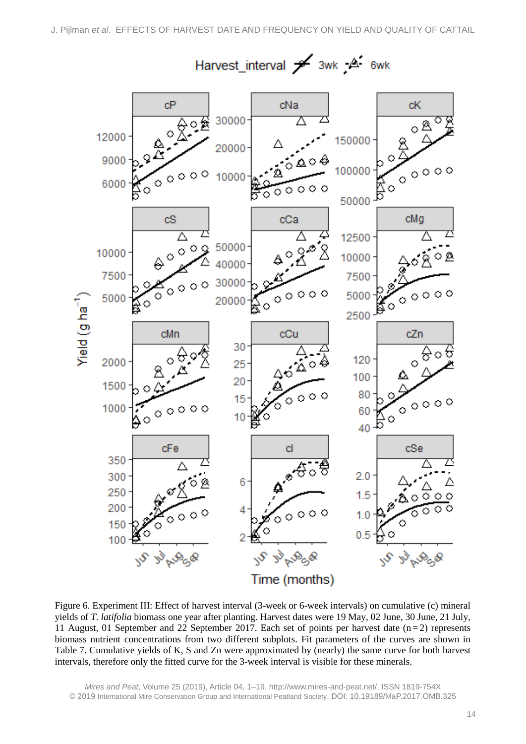Figure 6. Experiment III: Effect of harvest interval (3-week or 6-week intervals) on cumulative (c) mineral yields of *T. latifolia* biomass one year after planting. Harvest dates were 19 May, 02 June, 30 June, 21 July, 11 August, 01 September and 22 September 2017. Each set of points per harvest date ($n = 2$) represents biomass nutrient concentrations from two different subplots. Fit parameters of the curves are shown in Table 7. Cumulative yields of K, S and Zn were approximated by (nearly) the same curve for both harvest intervals, therefore only the fitted curve for the 3-week interval is visible for these minerals.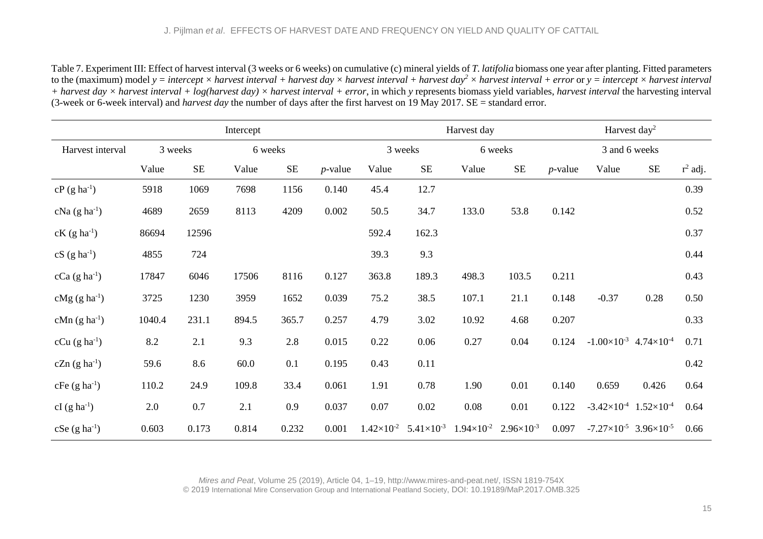Table 7. Experiment III: Effect of harvest interval (3 weeks or 6 weeks) on cumulative (c) mineral yields of *T. latifolia* biomass one year after planting. Fitted parameters to the (maximum) model *y = intercept × harvest interval + harvest day × harvest interval + harvest day$^2$ × harvest interval + error* or *y = intercept × harvest interval + harvest day × harvest interval + log(harvest day) × harvest interval + error*, in which *y* represents biomass yield variables, *harvest interval* the harvesting interval (3-week or 6-week interval) and *harvest day* the number of days after the first harvest on 19 May 2017. SE = standard error.

| | Intercept | | | | | Harvest day | | | | | Harvest day$^2$ | | |
|---|---|---|---|---|---|---|---|---|---|---|---|---|---|
| Harvest interval | 3 weeks | | 6 weeks | | | 3 weeks | | 6 weeks | | | 3 and 6 weeks | | |
| | Value | SE | Value | SE | *p*-value | Value | SE | Value | SE | *p*-value | Value | SE | $r^2$ adj. |
| cP (g ha$^{-1}$) | 5918 | 1069 | 7698 | 1156 | 0.140 | 45.4 | 12.7 | | | | | | 0.39 |
| cNa (g ha$^{-1}$) | 4689 | 2659 | 8113 | 4209 | 0.002 | 50.5 | 34.7 | 133.0 | 53.8 | 0.142 | | | 0.52 |
| cK (g ha$^{-1}$) | 86694 | 12596 | | | | 592.4 | 162.3 | | | | | | 0.37 |
| cS (g ha$^{-1}$) | 4855 | 724 | | | | 39.3 | 9.3 | | | | | | 0.44 |
| cCa (g ha$^{-1}$) | 17847 | 6046 | 17506 | 8116 | 0.127 | 363.8 | 189.3 | 498.3 | 103.5 | 0.211 | | | 0.43 |
| cMg (g ha$^{-1}$) | 3725 | 1230 | 3959 | 1652 | 0.039 | 75.2 | 38.5 | 107.1 | 21.1 | 0.148 | -0.37 | 0.28 | 0.50 |
| cMn (g ha$^{-1}$) | 1040.4 | 231.1 | 894.5 | 365.7 | 0.257 | 4.79 | 3.02 | 10.92 | 4.68 | 0.207 | | | 0.33 |
| cCu (g ha$^{-1}$) | 8.2 | 2.1 | 9.3 | 2.8 | 0.015 | 0.22 | 0.06 | 0.27 | 0.04 | 0.124 | $-1.00\times10^{-3}$ | $4.74\times10^{-4}$ | 0.71 |
| cZn (g ha$^{-1}$) | 59.6 | 8.6 | 60.0 | 0.1 | 0.195 | 0.43 | 0.11 | | | | | | 0.42 |
| cFe (g ha$^{-1}$) | 110.2 | 24.9 | 109.8 | 33.4 | 0.061 | 1.91 | 0.78 | 1.90 | 0.01 | 0.140 | 0.659 | 0.426 | 0.64 |
| cI (g ha$^{-1}$) | 2.0 | 0.7 | 2.1 | 0.9 | 0.037 | 0.07 | 0.02 | 0.08 | 0.01 | 0.122 | $-3.42\times10^{-4}$ | $1.52\times10^{-4}$ | 0.64 |
| cSe (g ha$^{-1}$) | 0.603 | 0.173 | 0.814 | 0.232 | 0.001 | $1.42\times10^{-2}$ | $5.41\times10^{-3}$ | $1.94\times10^{-2}$ | $2.96\times10^{-3}$ | 0.097 | $-7.27\times10^{-5}$ | $3.96\times10^{-5}$ | 0.66 |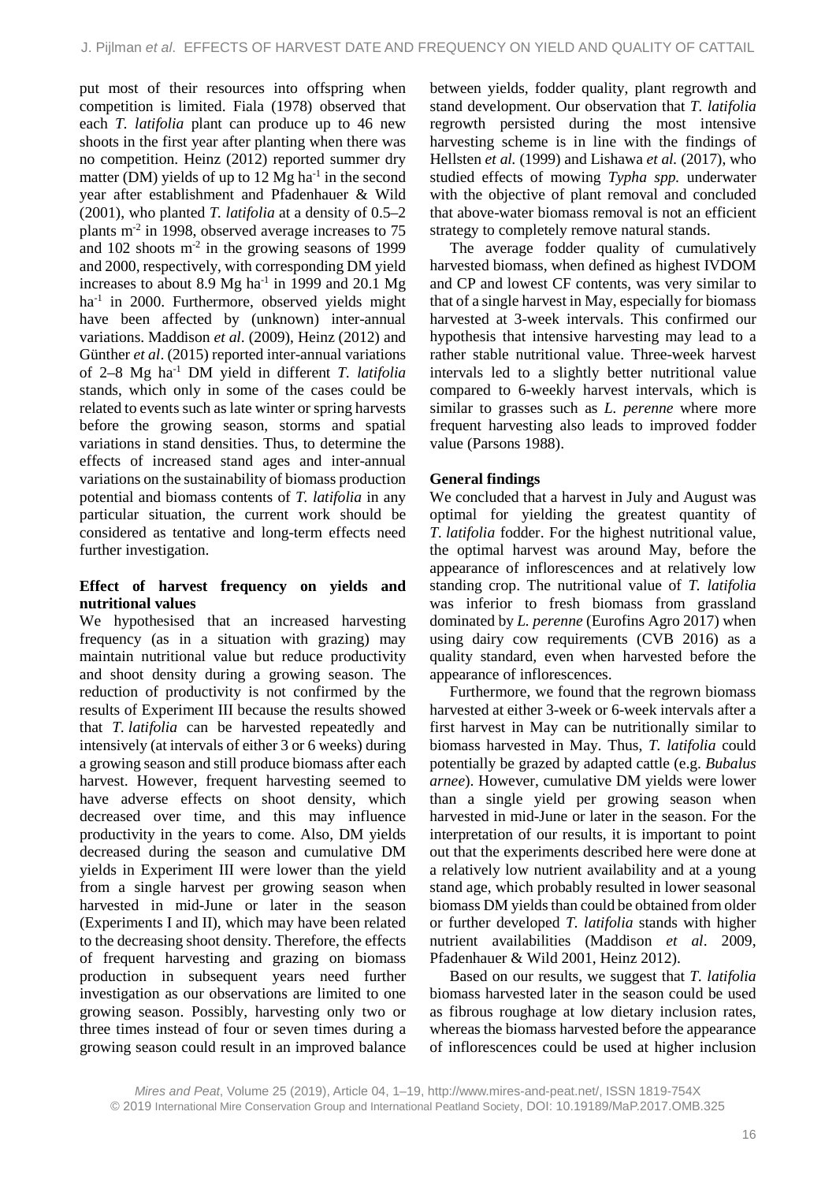put most of their resources into offspring when competition is limited. Fiala (1978) observed that each *T. latifolia* plant can produce up to 46 new shoots in the first year after planting when there was no competition. Heinz (2012) reported summer dry matter (DM) yields of up to 12 Mg ha$^{-1}$ in the second year after establishment and Pfadenhauer & Wild (2001), who planted *T. latifolia* at a density of 0.5–2 plants m$^{-2}$ in 1998, observed average increases to 75 and 102 shoots m$^{-2}$ in the growing seasons of 1999 and 2000, respectively, with corresponding DM yield increases to about 8.9 Mg ha$^{-1}$ in 1999 and 20.1 Mg ha$^{-1}$ in 2000. Furthermore, observed yields might have been affected by (unknown) inter-annual variations. Maddison *et al*. (2009), Heinz (2012) and Günther *et al*. (2015) reported inter-annual variations of 2–8 Mg ha$^{-1}$ DM yield in different *T. latifolia* stands, which only in some of the cases could be related to events such as late winter or spring harvests before the growing season, storms and spatial variations in stand densities. Thus, to determine the effects of increased stand ages and inter-annual variations on the sustainability of biomass production potential and biomass contents of *T. latifolia* in any particular situation, the current work should be considered as tentative and long-term effects need further investigation.

### Effect of harvest frequency on yields and nutritional values

We hypothesised that an increased harvesting frequency (as in a situation with grazing) may maintain nutritional value but reduce productivity and shoot density during a growing season. The reduction of productivity is not confirmed by the results of Experiment III because the results showed that *T. latifolia* can be harvested repeatedly and intensively (at intervals of either 3 or 6 weeks) during a growing season and still produce biomass after each harvest. However, frequent harvesting seemed to have adverse effects on shoot density, which decreased over time, and this may influence productivity in the years to come. Also, DM yields decreased during the season and cumulative DM yields in Experiment III were lower than the yield from a single harvest per growing season when harvested in mid-June or later in the season (Experiments I and II), which may have been related to the decreasing shoot density. Therefore, the effects of frequent harvesting and grazing on biomass production in subsequent years need further investigation as our observations are limited to one growing season. Possibly, harvesting only two or three times instead of four or seven times during a growing season could result in an improved balance between yields, fodder quality, plant regrowth and stand development. Our observation that *T. latifolia* regrowth persisted during the most intensive harvesting scheme is in line with the findings of Hellsten *et al.* (1999) and Lishawa *et al.* (2017), who studied effects of mowing *Typha spp.* underwater with the objective of plant removal and concluded that above-water biomass removal is not an efficient strategy to completely remove natural stands.

The average fodder quality of cumulatively harvested biomass, when defined as highest IVDOM and CP and lowest CF contents, was very similar to that of a single harvest in May, especially for biomass harvested at 3-week intervals. This confirmed our hypothesis that intensive harvesting may lead to a rather stable nutritional value. Three-week harvest intervals led to a slightly better nutritional value compared to 6-weekly harvest intervals, which is similar to grasses such as *L. perenne* where more frequent harvesting also leads to improved fodder value (Parsons 1988).

### General findings

We concluded that a harvest in July and August was optimal for yielding the greatest quantity of *T. latifolia* fodder. For the highest nutritional value, the optimal harvest was around May, before the appearance of inflorescences and at relatively low standing crop. The nutritional value of *T. latifolia* was inferior to fresh biomass from grassland dominated by *L. perenne* (Eurofins Agro 2017) when using dairy cow requirements (CVB 2016) as a quality standard, even when harvested before the appearance of inflorescences.

Furthermore, we found that the regrown biomass harvested at either 3-week or 6-week intervals after a first harvest in May can be nutritionally similar to biomass harvested in May. Thus, *T. latifolia* could potentially be grazed by adapted cattle (e.g. *Bubalus arnee*). However, cumulative DM yields were lower than a single yield per growing season when harvested in mid-June or later in the season. For the interpretation of our results, it is important to point out that the experiments described here were done at a relatively low nutrient availability and at a young stand age, which probably resulted in lower seasonal biomass DM yields than could be obtained from older or further developed *T. latifolia* stands with higher nutrient availabilities (Maddison *et al*. 2009, Pfadenhauer & Wild 2001, Heinz 2012).

Based on our results, we suggest that *T. latifolia* biomass harvested later in the season could be used as fibrous roughage at low dietary inclusion rates, whereas the biomass harvested before the appearance of inflorescences could be used at higher inclusion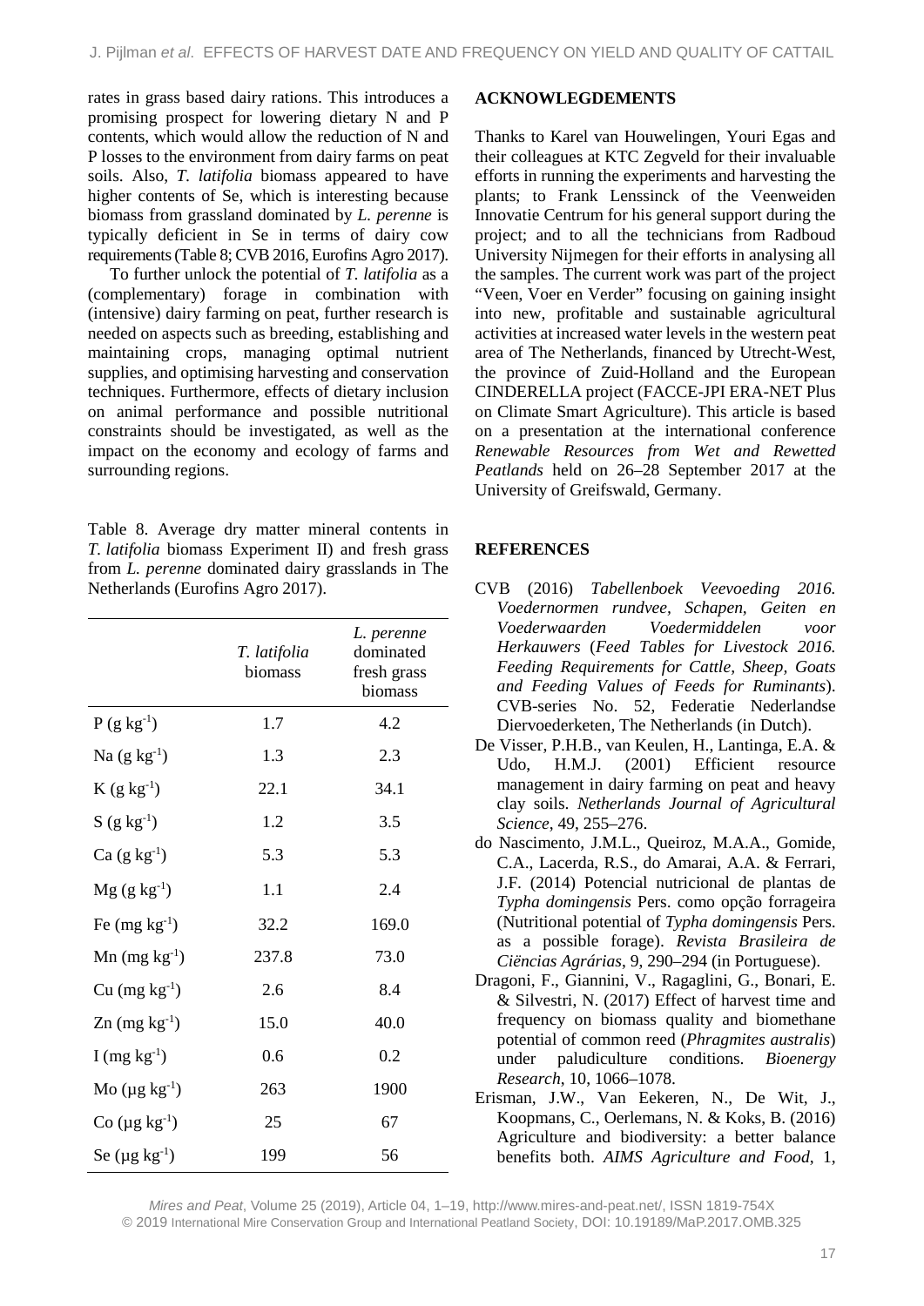rates in grass based dairy rations. This introduces a promising prospect for lowering dietary N and P contents, which would allow the reduction of N and P losses to the environment from dairy farms on peat soils. Also, *T. latifolia* biomass appeared to have higher contents of Se, which is interesting because biomass from grassland dominated by *L. perenne* is typically deficient in Se in terms of dairy cow requirements (Table 8; CVB 2016, Eurofins Agro 2017).

To further unlock the potential of *T. latifolia* as a (complementary) forage in combination with (intensive) dairy farming on peat, further research is needed on aspects such as breeding, establishing and maintaining crops, managing optimal nutrient supplies, and optimising harvesting and conservation techniques. Furthermore, effects of dietary inclusion on animal performance and possible nutritional constraints should be investigated, as well as the impact on the economy and ecology of farms and surrounding regions.

Table 8. Average dry matter mineral contents in *T. latifolia* biomass Experiment II) and fresh grass from *L. perenne* dominated dairy grasslands in The Netherlands (Eurofins Agro 2017).

| | *T. latifolia* biomass | *L. perenne* dominated fresh grass biomass |
|---|---|---|
| P (g $kg^{-1}$) | 1.7 | 4.2 |
| Na (g $kg^{-1}$) | 1.3 | 2.3 |
| K (g $kg^{-1}$) | 22.1 | 34.1 |
| S (g $kg^{-1}$) | 1.2 | 3.5 |
| Ca (g $kg^{-1}$) | 5.3 | 5.3 |
| Mg (g $kg^{-1}$) | 1.1 | 2.4 |
| Fe (mg $kg^{-1}$) | 32.2 | 169.0 |
| Mn (mg $kg^{-1}$) | 237.8 | 73.0 |
| Cu (mg $kg^{-1}$) | 2.6 | 8.4 |
| Zn (mg $kg^{-1}$) | 15.0 | 40.0 |
| I (mg $kg^{-1}$) | 0.6 | 0.2 |
| Mo (µg $kg^{-1}$) | 263 | 1900 |
| Co (µg $kg^{-1}$) | 25 | 67 |
| Se (µg $kg^{-1}$) | 199 | 56 |

## ACKNOWLEGDEMENTS

Thanks to Karel van Houwelingen, Youri Egas and their colleagues at KTC Zegveld for their invaluable efforts in running the experiments and harvesting the plants; to Frank Lenssinck of the Veenweiden Innovatie Centrum for his general support during the project; and to all the technicians from Radboud University Nijmegen for their efforts in analysing all the samples. The current work was part of the project "Veen, Voer en Verder" focusing on gaining insight into new, profitable and sustainable agricultural activities at increased water levels in the western peat area of The Netherlands, financed by Utrecht-West, the province of Zuid-Holland and the European CINDERELLA project (FACCE-JPI ERA-NET Plus on Climate Smart Agriculture). This article is based on a presentation at the international conference *Renewable Resources from Wet and Rewetted Peatlands* held on 26–28 September 2017 at the University of Greifswald, Germany.

## REFERENCES

CVB (2016) *Tabellenboek Veevoeding 2016. Voedernormen rundvee, Schapen, Geiten en Voederwaarden Voedermiddelen voor Herkauwers* (*Feed Tables for Livestock 2016. Feeding Requirements for Cattle, Sheep, Goats and Feeding Values of Feeds for Ruminants*). CVB-series No. 52, Federatie Nederlandse Diervoederketen, The Netherlands (in Dutch).

De Visser, P.H.B., van Keulen, H., Lantinga, E.A. & Udo, H.M.J. (2001) Efficient resource management in dairy farming on peat and heavy clay soils. *Netherlands Journal of Agricultural Science*, 49, 255–276.

do Nascimento, J.M.L., Queiroz, M.A.A., Gomide, C.A., Lacerda, R.S., do Amarai, A.A. & Ferrari, J.F. (2014) Potencial nutricional de plantas de *Typha domingensis* Pers. como opção forrageira (Nutritional potential of *Typha domingensis* Pers. as a possible forage). *Revista Brasileira de Ciëncias Agrárias*, 9, 290–294 (in Portuguese).

Dragoni, F., Giannini, V., Ragaglini, G., Bonari, E. & Silvestri, N. (2017) Effect of harvest time and frequency on biomass quality and biomethane potential of common reed (*Phragmites australis*) under paludiculture conditions. *Bioenergy Research*, 10, 1066–1078.

Erisman, J.W., Van Eekeren, N., De Wit, J., Koopmans, C., Oerlemans, N. & Koks, B. (2016) Agriculture and biodiversity: a better balance benefits both. *AIMS Agriculture and Food*, 1,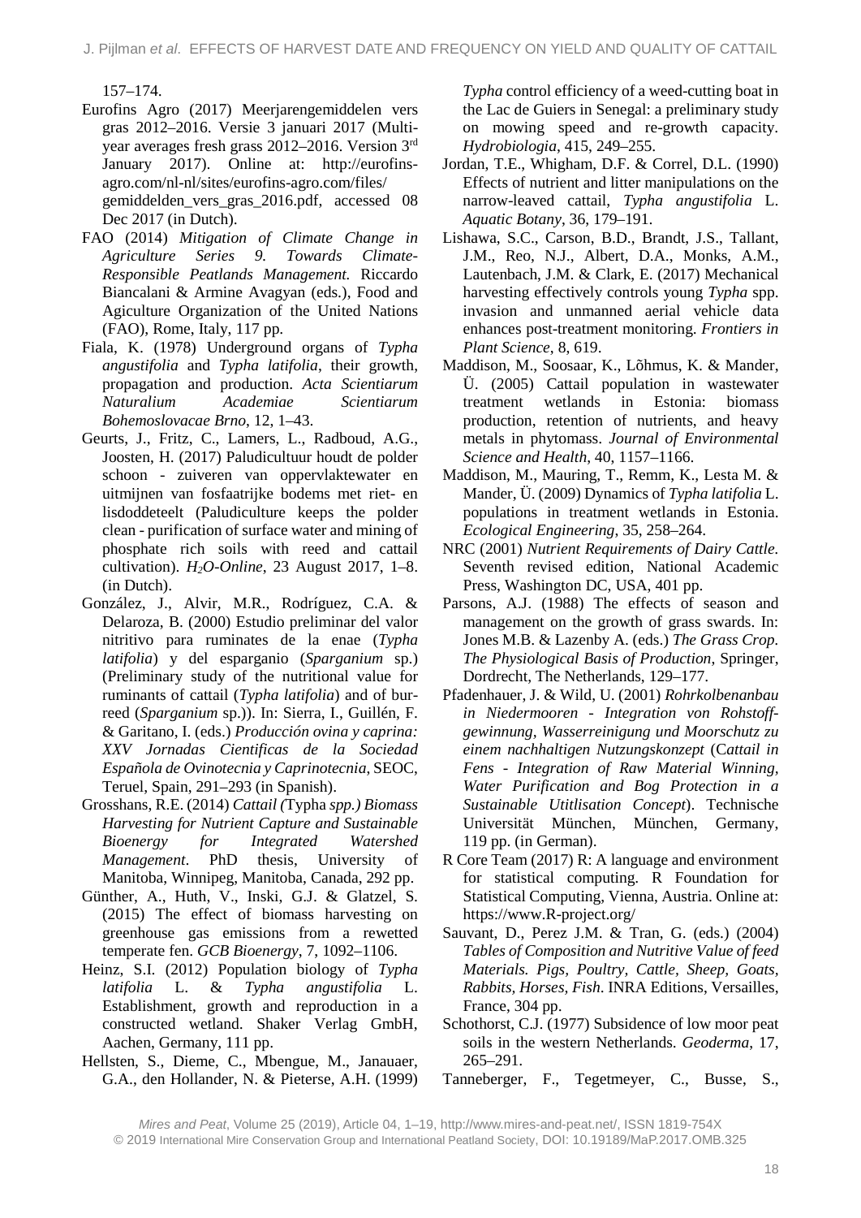157–174.

Eurofins Agro (2017) Meerjarengemiddelen vers gras 2012–2016. Versie 3 januari 2017 (Multi-year averages fresh grass 2012–2016. Version 3rd January 2017). Online at: http://eurofins-agro.com/nl-nl/sites/eurofins-agro.com/files/gemiddelden_vers_gras_2016.pdf, accessed 08 Dec 2017 (in Dutch).

FAO (2014) *Mitigation of Climate Change in Agriculture Series 9. Towards Climate-Responsible Peatlands Management.* Riccardo Biancalani & Armine Avagyan (eds.), Food and Agiculture Organization of the United Nations (FAO), Rome, Italy, 117 pp.

Fiala, K. (1978) Underground organs of *Typha angustifolia* and *Typha latifolia*, their growth, propagation and production. *Acta Scientiarum Naturalium Academiae Scientiarum Bohemoslovacae Brno*, 12, 1–43.

Geurts, J., Fritz, C., Lamers, L., Radboud, A.G., Joosten, H. (2017) Paludicultuur houdt de polder schoon - zuiveren van oppervlaktewater en uitmijnen van fosfaatrijke bodems met riet- en lisdoddeteelt (Paludiculture keeps the polder clean - purification of surface water and mining of phosphate rich soils with reed and cattail cultivation). *$H_2O$-Online*, 23 August 2017, 1–8. (in Dutch).

González, J., Alvir, M.R., Rodríguez, C.A. & Delaroza, B. (2000) Estudio preliminar del valor nitritivo para ruminates de la enae (*Typha latifolia*) y del esparganio (*Sparganium* sp.) (Preliminary study of the nutritional value for ruminants of cattail (*Typha latifolia*) and of bur-reed (*Sparganium* sp.)). In: Sierra, I., Guillén, F. & Garitano, I. (eds.) *Producción ovina y caprina: XXV Jornadas Cientificas de la Sociedad Española de Ovinotecnia y Caprinotecnia*, SEOC, Teruel, Spain, 291–293 (in Spanish).

Grosshans, R.E. (2014) *Cattail (*Typha *spp.) Biomass Harvesting for Nutrient Capture and Sustainable Bioenergy for Integrated Watershed Management*. PhD thesis, University of Manitoba, Winnipeg, Manitoba, Canada, 292 pp.

Günther, A., Huth, V., Inski, G.J. & Glatzel, S. (2015) The effect of biomass harvesting on greenhouse gas emissions from a rewetted temperate fen. *GCB Bioenergy*, 7, 1092–1106.

Heinz, S.I. (2012) Population biology of *Typha latifolia* L. & *Typha angustifolia* L. Establishment, growth and reproduction in a constructed wetland. Shaker Verlag GmbH, Aachen, Germany, 111 pp.

Hellsten, S., Dieme, C., Mbengue, M., Janauaer, G.A., den Hollander, N. & Pieterse, A.H. (1999) *Typha* control efficiency of a weed-cutting boat in the Lac de Guiers in Senegal: a preliminary study on mowing speed and re-growth capacity. *Hydrobiologia*, 415, 249–255.

Jordan, T.E., Whigham, D.F. & Correl, D.L. (1990) Effects of nutrient and litter manipulations on the narrow-leaved cattail, *Typha angustifolia* L. *Aquatic Botany*, 36, 179–191.

Lishawa, S.C., Carson, B.D., Brandt, J.S., Tallant, J.M., Reo, N.J., Albert, D.A., Monks, A.M., Lautenbach, J.M. & Clark, E. (2017) Mechanical harvesting effectively controls young *Typha* spp. invasion and unmanned aerial vehicle data enhances post-treatment monitoring. *Frontiers in Plant Science*, 8, 619.

Maddison, M., Soosaar, K., Lõhmus, K. & Mander, Ü. (2005) Cattail population in wastewater treatment wetlands in Estonia: biomass production, retention of nutrients, and heavy metals in phytomass. *Journal of Environmental Science and Health*, 40, 1157–1166.

Maddison, M., Mauring, T., Remm, K., Lesta M. & Mander, Ü. (2009) Dynamics of *Typha latifolia* L. populations in treatment wetlands in Estonia. *Ecological Engineering*, 35, 258–264.

NRC (2001) *Nutrient Requirements of Dairy Cattle.* Seventh revised edition, National Academic Press, Washington DC, USA, 401 pp.

Parsons, A.J. (1988) The effects of season and management on the growth of grass swards. In: Jones M.B. & Lazenby A. (eds.) *The Grass Crop. The Physiological Basis of Production*, Springer, Dordrecht, The Netherlands, 129–177.

Pfadenhauer, J. & Wild, U. (2001) *Rohrkolbenanbau in Niedermooren - Integration von Rohstoff-gewinnung, Wasserreinigung und Moorschutz zu einem nachhaltigen Nutzungskonzept* (*Cattail in Fens - Integration of Raw Material Winning, Water Purification and Bog Protection in a Sustainable Utitlisation Concept*). Technische Universität München, München, Germany, 119 pp. (in German).

R Core Team (2017) R: A language and environment for statistical computing. R Foundation for Statistical Computing, Vienna, Austria. Online at: https://www.R-project.org/

Sauvant, D., Perez J.M. & Tran, G. (eds.) (2004) *Tables of Composition and Nutritive Value of feed Materials. Pigs, Poultry, Cattle, Sheep, Goats, Rabbits, Horses, Fish*. INRA Editions, Versailles, France, 304 pp.

Schothorst, C.J. (1977) Subsidence of low moor peat soils in the western Netherlands. *Geoderma*, 17, 265–291.

Tanneberger, F., Tegetmeyer, C., Busse, S.,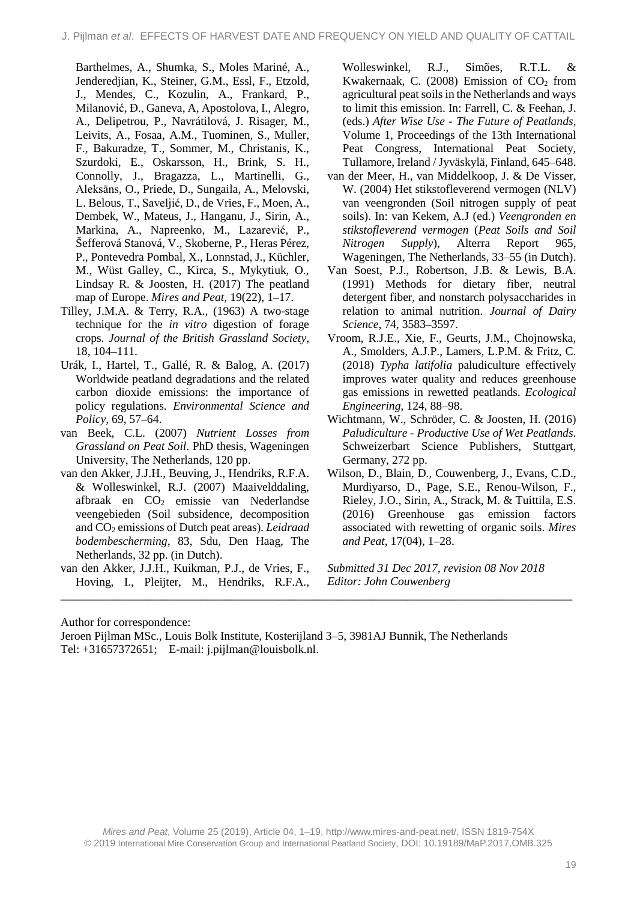Barthelmes, A., Shumka, S., Moles Mariné, A., Jenderedjian, K., Steiner, G.M., Essl, F., Etzold, J., Mendes, C., Kozulin, A., Frankard, P., Milanović, Đ., Ganeva, A, Apostolova, I., Alegro, A., Delipetrou, P., Navrátilová, J. Risager, M., Leivits, A., Fosaa, A.M., Tuominen, S., Muller, F., Bakuradze, T., Sommer, M., Christanis, K., Szurdoki, E., Oskarsson, H., Brink, S. H., Connolly, J., Bragazza, L., Martinelli, G., Aleksāns, O., Priede, D., Sungaila, A., Melovski, L. Belous, T., Saveljić, D., de Vries, F., Moen, A., Dembek, W., Mateus, J., Hanganu, J., Sirin, A., Markina, A., Napreenko, M., Lazarević, P., Šefferová Stanová, V., Skoberne, P., Heras Pérez, P., Pontevedra Pombal, X., Lonnstad, J., Küchler, M., Wüst Galley, C., Kirca, S., Mykytiuk, O., Lindsay R. & Joosten, H. (2017) The peatland map of Europe. *Mires and Peat*, 19(22), 1–17.

Tilley, J.M.A. & Terry, R.A., (1963) A two-stage technique for the *in vitro* digestion of forage crops. *Journal of the British Grassland Society*, 18, 104–111.

Urák, I., Hartel, T., Gallé, R. & Balog, A. (2017) Worldwide peatland degradations and the related carbon dioxide emissions: the importance of policy regulations. *Environmental Science and Policy*, 69, 57–64.

van Beek, C.L. (2007) *Nutrient Losses from Grassland on Peat Soil*. PhD thesis, Wageningen University, The Netherlands, 120 pp.

van den Akker, J.J.H., Beuving, J., Hendriks, R.F.A. & Wolleswinkel, R.J. (2007) Maaivelddaling, afbraak en $CO_2$ emissie van Nederlandse veengebieden (Soil subsidence, decomposition and $CO_2$ emissions of Dutch peat areas). *Leidraad bodembescherming*, 83, Sdu, Den Haag, The Netherlands, 32 pp. (in Dutch).

van den Akker, J.J.H., Kuikman, P.J., de Vries, F., Hoving, I., Pleijter, M., Hendriks, R.F.A., Wolleswinkel, R.J., Simões, R.T.L. & Kwakernaak, C. (2008) Emission of $CO_2$ from agricultural peat soils in the Netherlands and ways to limit this emission. In: Farrell, C. & Feehan, J. (eds.) *After Wise Use - The Future of Peatlands*, Volume 1, Proceedings of the 13th International Peat Congress, International Peat Society, Tullamore, Ireland / Jyväskylä, Finland, 645–648.

van der Meer, H., van Middelkoop, J. & De Visser, W. (2004) Het stikstofleverend vermogen (NLV) van veengronden (Soil nitrogen supply of peat soils). In: van Kekem, A.J (ed.) *Veengronden en stikstofleverend vermogen* (*Peat Soils and Soil Nitrogen Supply*), Alterra Report 965, Wageningen, The Netherlands, 33–55 (in Dutch).

Van Soest, P.J., Robertson, J.B. & Lewis, B.A. (1991) Methods for dietary fiber, neutral detergent fiber, and nonstarch polysaccharides in relation to animal nutrition. *Journal of Dairy Science*, 74, 3583–3597.

Vroom, R.J.E., Xie, F., Geurts, J.M., Chojnowska, A., Smolders, A.J.P., Lamers, L.P.M. & Fritz, C. (2018) *Typha latifolia* paludiculture effectively improves water quality and reduces greenhouse gas emissions in rewetted peatlands. *Ecological Engineering*, 124, 88–98.

Wichtmann, W., Schröder, C. & Joosten, H. (2016) *Paludiculture - Productive Use of Wet Peatlands*. Schweizerbart Science Publishers, Stuttgart, Germany, 272 pp.

Wilson, D., Blain, D., Couwenberg, J., Evans, C.D., Murdiyarso, D., Page, S.E., Renou-Wilson, F., Rieley, J.O., Sirin, A., Strack, M. & Tuittila, E.S. (2016) Greenhouse gas emission factors associated with rewetting of organic soils. *Mires and Peat*, 17(04), 1–28.

*Submitted 31 Dec 2017, revision 08 Nov 2018*
*Editor: John Couwenberg*

---

Author for correspondence:
Jeroen Pijlman MSc., Louis Bolk Institute, Kosterijland 3–5, 3981AJ Bunnik, The Netherlands
Tel: +31657372651; E-mail: j.pijlman@louisbolk.nl.